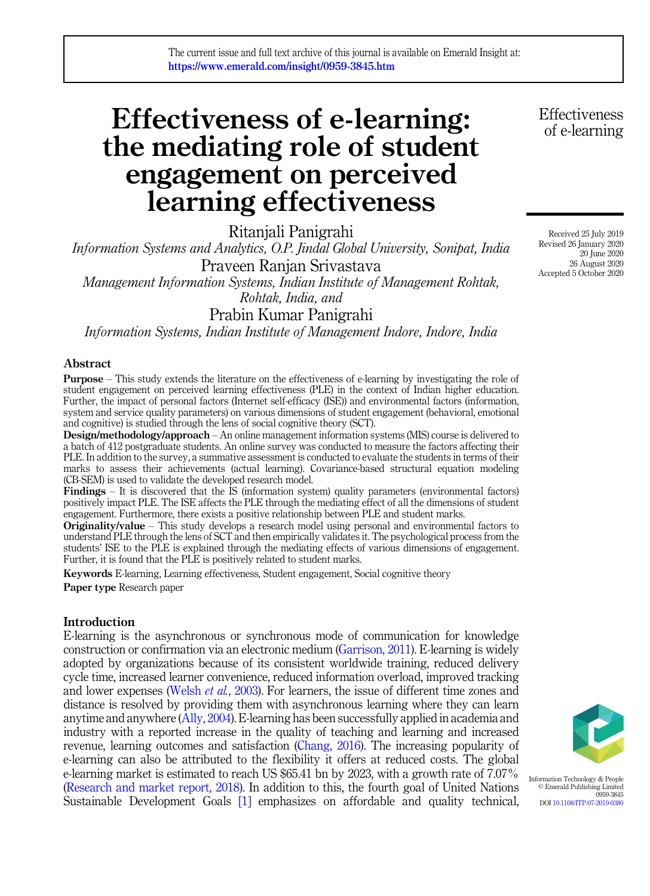The current issue and full text archive of this journal is available on Emerald Insight at: https://www.emerald.com/insight/0959-3845.htm

# Effectiveness of e-learning: the mediating role of student engagement on perceived learning effectiveness

Ritanjali Panigrahi
*Information Systems and Analytics, O.P. Jindal Global University, Sonipat, India*

Praveen Ranjan Srivastava
*Management Information Systems, Indian Institute of Management Rohtak, Rohtak, India, and*

Prabin Kumar Panigrahi
*Information Systems, Indian Institute of Management Indore, Indore, India*

Received 25 July 2019
Revised 26 January 2020
20 June 2020
26 August 2020
Accepted 5 October 2020

## Abstract

**Purpose** – This study extends the literature on the effectiveness of e-learning by investigating the role of student engagement on perceived learning effectiveness (PLE) in the context of Indian higher education. Further, the impact of personal factors (Internet self-efficacy (ISE)) and environmental factors (information, system and service quality parameters) on various dimensions of student engagement (behavioral, emotional and cognitive) is studied through the lens of social cognitive theory (SCT).

**Design/methodology/approach** – An online management information systems (MIS) course is delivered to a batch of 412 postgraduate students. An online survey was conducted to measure the factors affecting their PLE. In addition to the survey, a summative assessment is conducted to evaluate the students in terms of their marks to assess their achievements (actual learning). Covariance-based structural equation modeling (CB-SEM) is used to validate the developed research model.

**Findings** – It is discovered that the IS (information system) quality parameters (environmental factors) positively impact PLE. The ISE affects the PLE through the mediating effect of all the dimensions of student engagement. Furthermore, there exists a positive relationship between PLE and student marks.

**Originality/value** – This study develops a research model using personal and environmental factors to understand PLE through the lens of SCT and then empirically validates it. The psychological process from the students' ISE to the PLE is explained through the mediating effects of various dimensions of engagement. Further, it is found that the PLE is positively related to student marks.

**Keywords** E-learning, Learning effectiveness, Student engagement, Social cognitive theory

**Paper type** Research paper

## Introduction

E-learning is the asynchronous or synchronous mode of communication for knowledge construction or confirmation via an electronic medium (Garrison, 2011). E-learning is widely adopted by organizations because of its consistent worldwide training, reduced delivery cycle time, increased learner convenience, reduced information overload, improved tracking and lower expenses (Welsh *et al.*, 2003). For learners, the issue of different time zones and distance is resolved by providing them with asynchronous learning where they can learn anytime and anywhere (Ally, 2004). E-learning has been successfully applied in academia and industry with a reported increase in the quality of teaching and learning and increased revenue, learning outcomes and satisfaction (Chang, 2016). The increasing popularity of e-learning can also be attributed to the flexibility it offers at reduced costs. The global e-learning market is estimated to reach US $65.41 bn by 2023, with a growth rate of 7.07% (Research and market report, 2018). In addition to this, the fourth goal of United Nations Sustainable Development Goals [1] emphasizes on affordable and quality technical,

Information Technology & People
© Emerald Publishing Limited
0959-3845
DOI 10.1108/ITP-07-2019-0380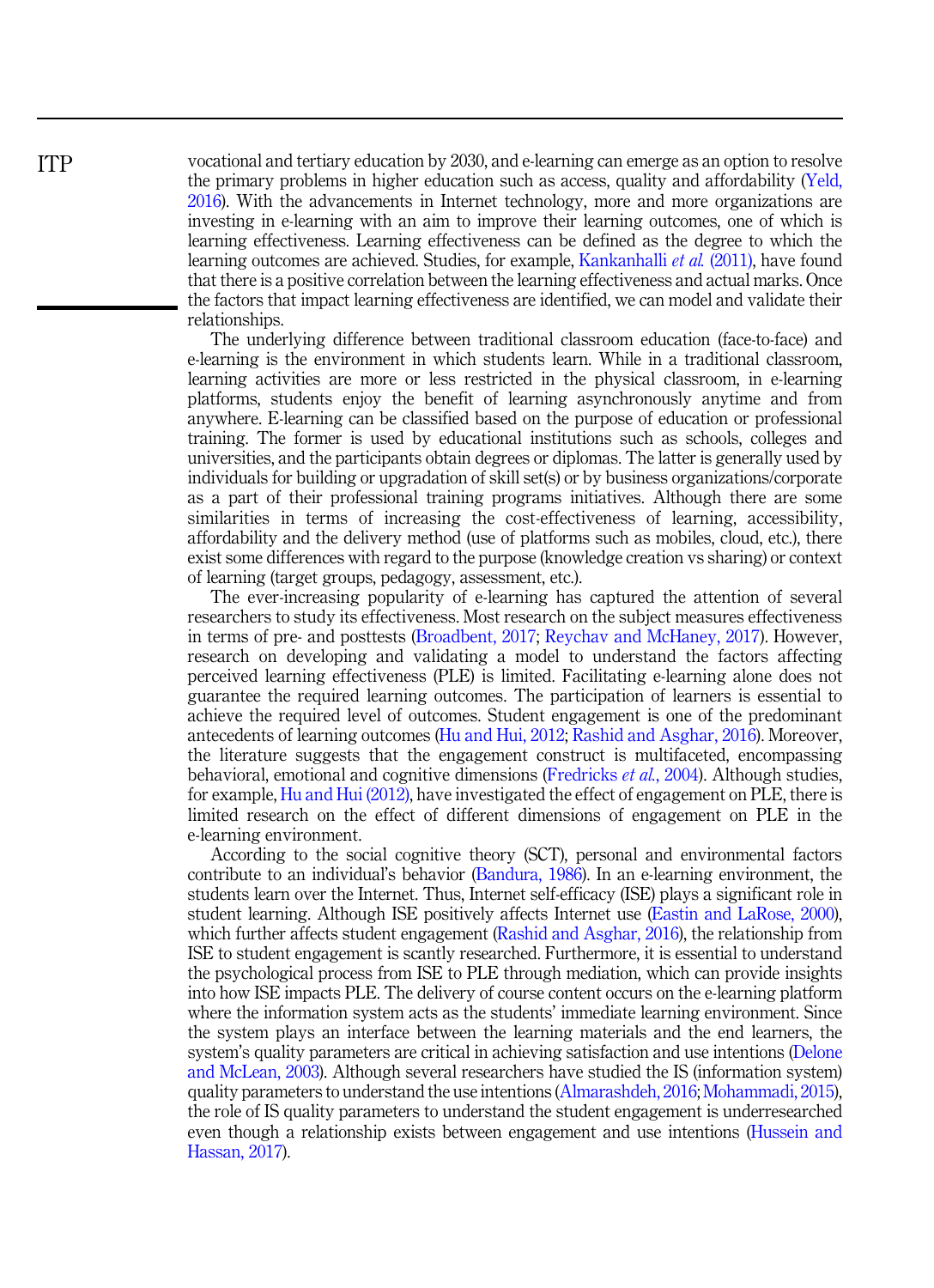vocational and tertiary education by 2030, and e-learning can emerge as an option to resolve the primary problems in higher education such as access, quality and affordability (Yeld, 2016). With the advancements in Internet technology, more and more organizations are investing in e-learning with an aim to improve their learning outcomes, one of which is learning effectiveness. Learning effectiveness can be defined as the degree to which the learning outcomes are achieved. Studies, for example, Kankanhalli *et al.* (2011), have found that there is a positive correlation between the learning effectiveness and actual marks. Once the factors that impact learning effectiveness are identified, we can model and validate their relationships.

The underlying difference between traditional classroom education (face-to-face) and e-learning is the environment in which students learn. While in a traditional classroom, learning activities are more or less restricted in the physical classroom, in e-learning platforms, students enjoy the benefit of learning asynchronously anytime and from anywhere. E-learning can be classified based on the purpose of education or professional training. The former is used by educational institutions such as schools, colleges and universities, and the participants obtain degrees or diplomas. The latter is generally used by individuals for building or upgradation of skill set(s) or by business organizations/corporate as a part of their professional training programs initiatives. Although there are some similarities in terms of increasing the cost-effectiveness of learning, accessibility, affordability and the delivery method (use of platforms such as mobiles, cloud, etc.), there exist some differences with regard to the purpose (knowledge creation vs sharing) or context of learning (target groups, pedagogy, assessment, etc.).

The ever-increasing popularity of e-learning has captured the attention of several researchers to study its effectiveness. Most research on the subject measures effectiveness in terms of pre- and posttests (Broadbent, 2017; Reychav and McHaney, 2017). However, research on developing and validating a model to understand the factors affecting perceived learning effectiveness (PLE) is limited. Facilitating e-learning alone does not guarantee the required learning outcomes. The participation of learners is essential to achieve the required level of outcomes. Student engagement is one of the predominant antecedents of learning outcomes (Hu and Hui, 2012; Rashid and Asghar, 2016). Moreover, the literature suggests that the engagement construct is multifaceted, encompassing behavioral, emotional and cognitive dimensions (Fredricks *et al.*, 2004). Although studies, for example, Hu and Hui (2012), have investigated the effect of engagement on PLE, there is limited research on the effect of different dimensions of engagement on PLE in the e-learning environment.

According to the social cognitive theory (SCT), personal and environmental factors contribute to an individual's behavior (Bandura, 1986). In an e-learning environment, the students learn over the Internet. Thus, Internet self-efficacy (ISE) plays a significant role in student learning. Although ISE positively affects Internet use (Eastin and LaRose, 2000), which further affects student engagement (Rashid and Asghar, 2016), the relationship from ISE to student engagement is scantly researched. Furthermore, it is essential to understand the psychological process from ISE to PLE through mediation, which can provide insights into how ISE impacts PLE. The delivery of course content occurs on the e-learning platform where the information system acts as the students' immediate learning environment. Since the system plays an interface between the learning materials and the end learners, the system's quality parameters are critical in achieving satisfaction and use intentions (Delone and McLean, 2003). Although several researchers have studied the IS (information system) quality parameters to understand the use intentions (Almarashdeh, 2016; Mohammadi, 2015), the role of IS quality parameters to understand the student engagement is underresearched even though a relationship exists between engagement and use intentions (Hussein and Hassan, 2017).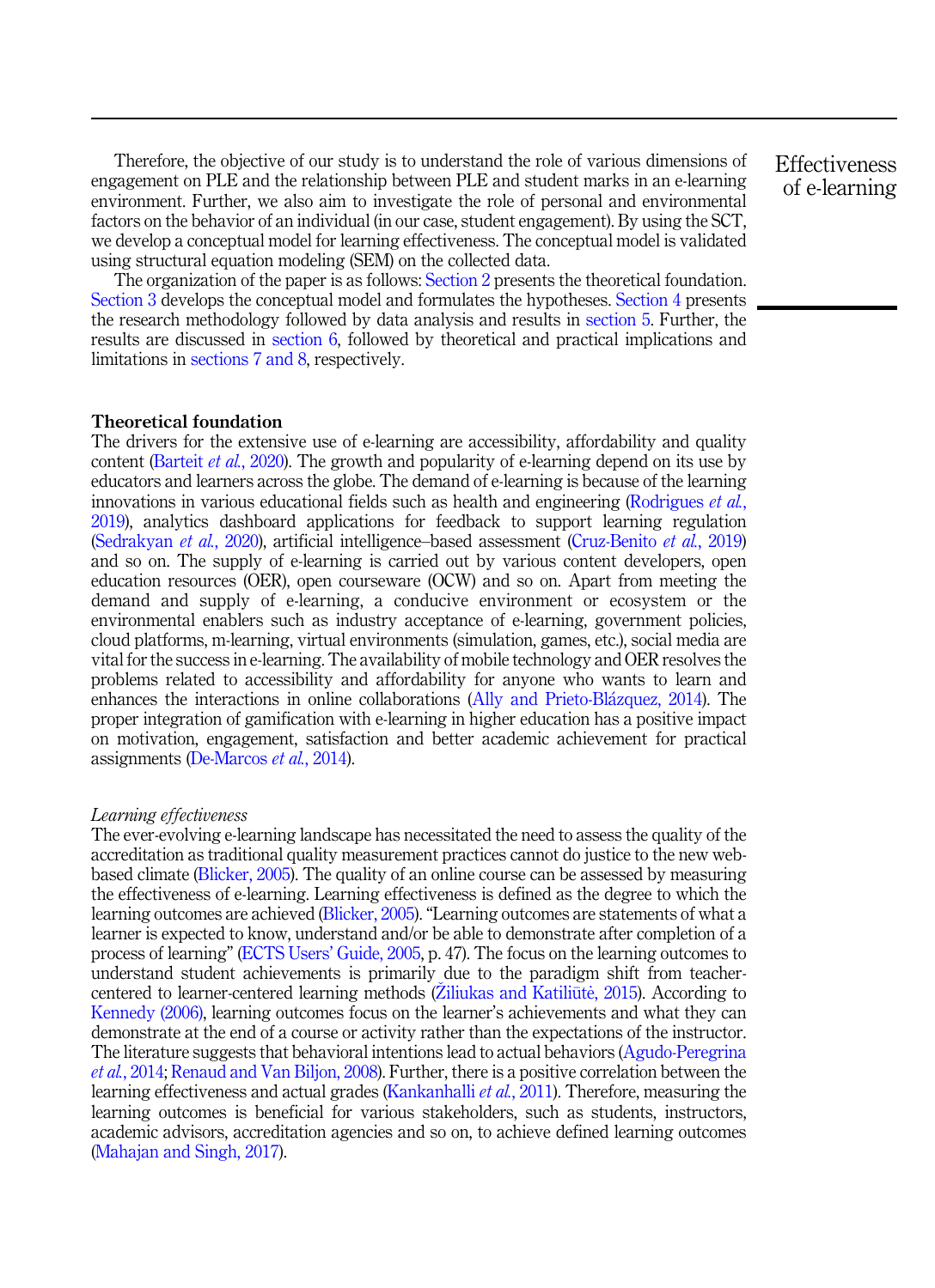Therefore, the objective of our study is to understand the role of various dimensions of engagement on PLE and the relationship between PLE and student marks in an e-learning environment. Further, we also aim to investigate the role of personal and environmental factors on the behavior of an individual (in our case, student engagement). By using the SCT, we develop a conceptual model for learning effectiveness. The conceptual model is validated using structural equation modeling (SEM) on the collected data.

The organization of the paper is as follows: Section 2 presents the theoretical foundation. Section 3 develops the conceptual model and formulates the hypotheses. Section 4 presents the research methodology followed by data analysis and results in section 5. Further, the results are discussed in section 6, followed by theoretical and practical implications and limitations in sections 7 and 8, respectively.

## Theoretical foundation

The drivers for the extensive use of e-learning are accessibility, affordability and quality content (Barteit *et al.*, 2020). The growth and popularity of e-learning depend on its use by educators and learners across the globe. The demand of e-learning is because of the learning innovations in various educational fields such as health and engineering (Rodrigues *et al.*, 2019), analytics dashboard applications for feedback to support learning regulation (Sedrakyan *et al.*, 2020), artificial intelligence–based assessment (Cruz-Benito *et al.*, 2019) and so on. The supply of e-learning is carried out by various content developers, open education resources (OER), open courseware (OCW) and so on. Apart from meeting the demand and supply of e-learning, a conducive environment or ecosystem or the environmental enablers such as industry acceptance of e-learning, government policies, cloud platforms, m-learning, virtual environments (simulation, games, etc.), social media are vital for the success in e-learning. The availability of mobile technology and OER resolves the problems related to accessibility and affordability for anyone who wants to learn and enhances the interactions in online collaborations (Ally and Prieto-Blázquez, 2014). The proper integration of gamification with e-learning in higher education has a positive impact on motivation, engagement, satisfaction and better academic achievement for practical assignments (De-Marcos *et al.*, 2014).

### *Learning effectiveness*

The ever-evolving e-learning landscape has necessitated the need to assess the quality of the accreditation as traditional quality measurement practices cannot do justice to the new web-based climate (Blicker, 2005). The quality of an online course can be assessed by measuring the effectiveness of e-learning. Learning effectiveness is defined as the degree to which the learning outcomes are achieved (Blicker, 2005). "Learning outcomes are statements of what a learner is expected to know, understand and/or be able to demonstrate after completion of a process of learning" (ECTS Users' Guide, 2005, p. 47). The focus on the learning outcomes to understand student achievements is primarily due to the paradigm shift from teacher-centered to learner-centered learning methods (Žiliukas and Katiliūtė, 2015). According to Kennedy (2006), learning outcomes focus on the learner's achievements and what they can demonstrate at the end of a course or activity rather than the expectations of the instructor. The literature suggests that behavioral intentions lead to actual behaviors (Agudo-Peregrina *et al.*, 2014; Renaud and Van Biljon, 2008). Further, there is a positive correlation between the learning effectiveness and actual grades (Kankanhalli *et al.*, 2011). Therefore, measuring the learning outcomes is beneficial for various stakeholders, such as students, instructors, academic advisors, accreditation agencies and so on, to achieve defined learning outcomes (Mahajan and Singh, 2017).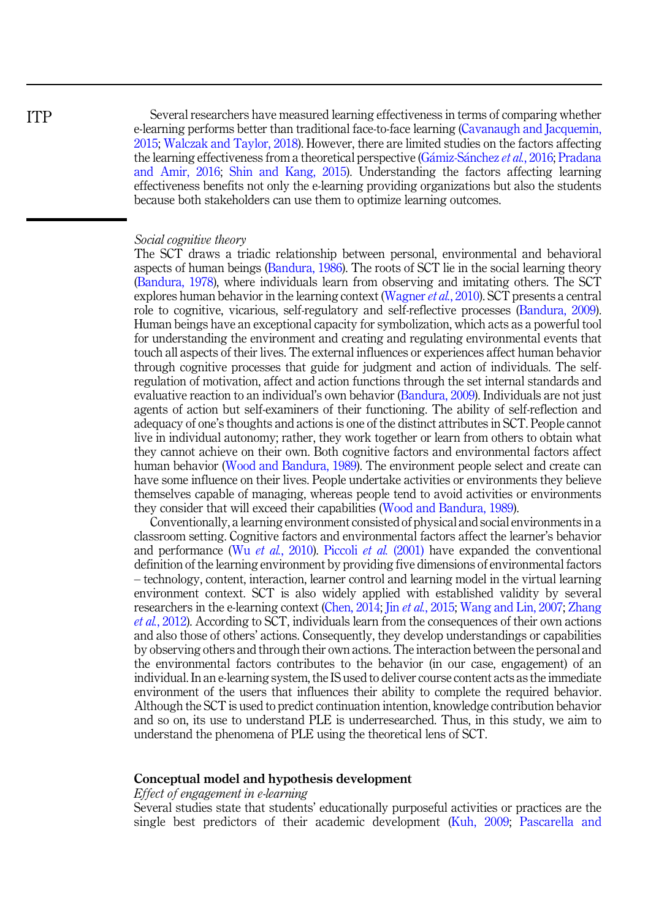Several researchers have measured learning effectiveness in terms of comparing whether e-learning performs better than traditional face-to-face learning (Cavanaugh and Jacquemin, 2015; Walczak and Taylor, 2018). However, there are limited studies on the factors affecting the learning effectiveness from a theoretical perspective (Gámiz-Sánchez *et al.*, 2016; Pradana and Amir, 2016; Shin and Kang, 2015). Understanding the factors affecting learning effectiveness benefits not only the e-learning providing organizations but also the students because both stakeholders can use them to optimize learning outcomes.

*Social cognitive theory*

The SCT draws a triadic relationship between personal, environmental and behavioral aspects of human beings (Bandura, 1986). The roots of SCT lie in the social learning theory (Bandura, 1978), where individuals learn from observing and imitating others. The SCT explores human behavior in the learning context (Wagner *et al.*, 2010). SCT presents a central role to cognitive, vicarious, self-regulatory and self-reflective processes (Bandura, 2009). Human beings have an exceptional capacity for symbolization, which acts as a powerful tool for understanding the environment and creating and regulating environmental events that touch all aspects of their lives. The external influences or experiences affect human behavior through cognitive processes that guide for judgment and action of individuals. The self-regulation of motivation, affect and action functions through the set internal standards and evaluative reaction to an individual's own behavior (Bandura, 2009). Individuals are not just agents of action but self-examiners of their functioning. The ability of self-reflection and adequacy of one's thoughts and actions is one of the distinct attributes in SCT. People cannot live in individual autonomy; rather, they work together or learn from others to obtain what they cannot achieve on their own. Both cognitive factors and environmental factors affect human behavior (Wood and Bandura, 1989). The environment people select and create can have some influence on their lives. People undertake activities or environments they believe themselves capable of managing, whereas people tend to avoid activities or environments they consider that will exceed their capabilities (Wood and Bandura, 1989).

Conventionally, a learning environment consisted of physical and social environments in a classroom setting. Cognitive factors and environmental factors affect the learner's behavior and performance (Wu *et al.*, 2010). Piccoli *et al.* (2001) have expanded the conventional definition of the learning environment by providing five dimensions of environmental factors – technology, content, interaction, learner control and learning model in the virtual learning environment context. SCT is also widely applied with established validity by several researchers in the e-learning context (Chen, 2014; Jin *et al.*, 2015; Wang and Lin, 2007; Zhang *et al.*, 2012). According to SCT, individuals learn from the consequences of their own actions and also those of others' actions. Consequently, they develop understandings or capabilities by observing others and through their own actions. The interaction between the personal and the environmental factors contributes to the behavior (in our case, engagement) of an individual. In an e-learning system, the IS used to deliver course content acts as the immediate environment of the users that influences their ability to complete the required behavior. Although the SCT is used to predict continuation intention, knowledge contribution behavior and so on, its use to understand PLE is underresearched. Thus, in this study, we aim to understand the phenomena of PLE using the theoretical lens of SCT.

## Conceptual model and hypothesis development

*Effect of engagement in e-learning*

Several studies state that students' educationally purposeful activities or practices are the single best predictors of their academic development (Kuh, 2009; Pascarella and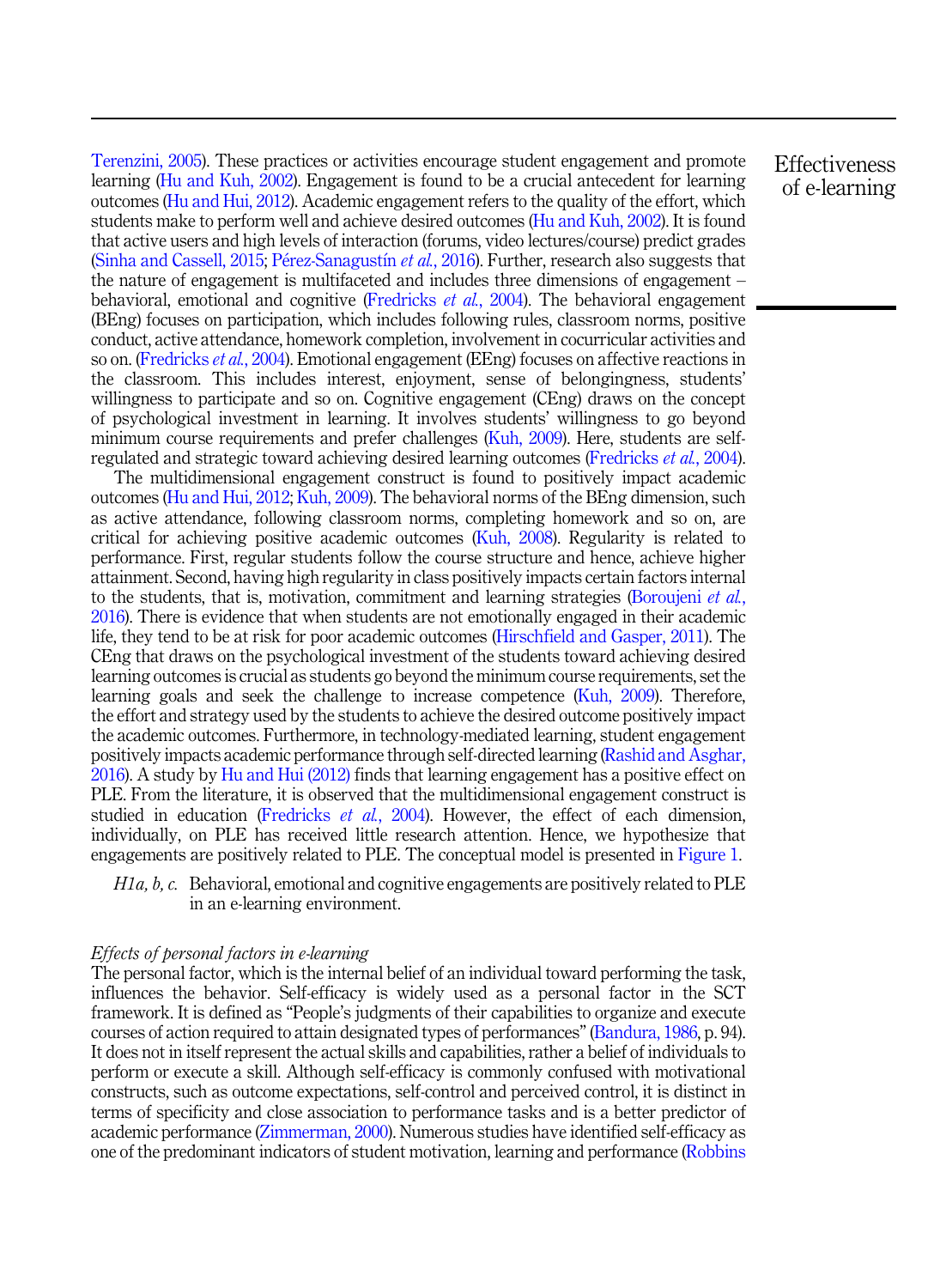Terenzini, 2005). These practices or activities encourage student engagement and promote learning (Hu and Kuh, 2002). Engagement is found to be a crucial antecedent for learning outcomes (Hu and Hui, 2012). Academic engagement refers to the quality of the effort, which students make to perform well and achieve desired outcomes (Hu and Kuh, 2002). It is found that active users and high levels of interaction (forums, video lectures/course) predict grades (Sinha and Cassell, 2015; Pérez-Sanagustín *et al.*, 2016). Further, research also suggests that the nature of engagement is multifaceted and includes three dimensions of engagement – behavioral, emotional and cognitive (Fredricks *et al.*, 2004). The behavioral engagement (BEng) focuses on participation, which includes following rules, classroom norms, positive conduct, active attendance, homework completion, involvement in cocurricular activities and so on. (Fredricks *et al.*, 2004). Emotional engagement (EEng) focuses on affective reactions in the classroom. This includes interest, enjoyment, sense of belongingness, students' willingness to participate and so on. Cognitive engagement (CEng) draws on the concept of psychological investment in learning. It involves students' willingness to go beyond minimum course requirements and prefer challenges (Kuh, 2009). Here, students are self-regulated and strategic toward achieving desired learning outcomes (Fredricks *et al.*, 2004).

The multidimensional engagement construct is found to positively impact academic outcomes (Hu and Hui, 2012; Kuh, 2009). The behavioral norms of the BEng dimension, such as active attendance, following classroom norms, completing homework and so on, are critical for achieving positive academic outcomes (Kuh, 2008). Regularity is related to performance. First, regular students follow the course structure and hence, achieve higher attainment. Second, having high regularity in class positively impacts certain factors internal to the students, that is, motivation, commitment and learning strategies (Boroujeni *et al.*, 2016). There is evidence that when students are not emotionally engaged in their academic life, they tend to be at risk for poor academic outcomes (Hirschfield and Gasper, 2011). The CEng that draws on the psychological investment of the students toward achieving desired learning outcomes is crucial as students go beyond the minimum course requirements, set the learning goals and seek the challenge to increase competence (Kuh, 2009). Therefore, the effort and strategy used by the students to achieve the desired outcome positively impact the academic outcomes. Furthermore, in technology-mediated learning, student engagement positively impacts academic performance through self-directed learning (Rashid and Asghar, 2016). A study by Hu and Hui (2012) finds that learning engagement has a positive effect on PLE. From the literature, it is observed that the multidimensional engagement construct is studied in education (Fredricks *et al.*, 2004). However, the effect of each dimension, individually, on PLE has received little research attention. Hence, we hypothesize that engagements are positively related to PLE. The conceptual model is presented in Figure 1.

*H1a, b, c.* Behavioral, emotional and cognitive engagements are positively related to PLE in an e-learning environment.

### *Effects of personal factors in e-learning*

The personal factor, which is the internal belief of an individual toward performing the task, influences the behavior. Self-efficacy is widely used as a personal factor in the SCT framework. It is defined as "People's judgments of their capabilities to organize and execute courses of action required to attain designated types of performances" (Bandura, 1986, p. 94). It does not in itself represent the actual skills and capabilities, rather a belief of individuals to perform or execute a skill. Although self-efficacy is commonly confused with motivational constructs, such as outcome expectations, self-control and perceived control, it is distinct in terms of specificity and close association to performance tasks and is a better predictor of academic performance (Zimmerman, 2000). Numerous studies have identified self-efficacy as one of the predominant indicators of student motivation, learning and performance (Robbins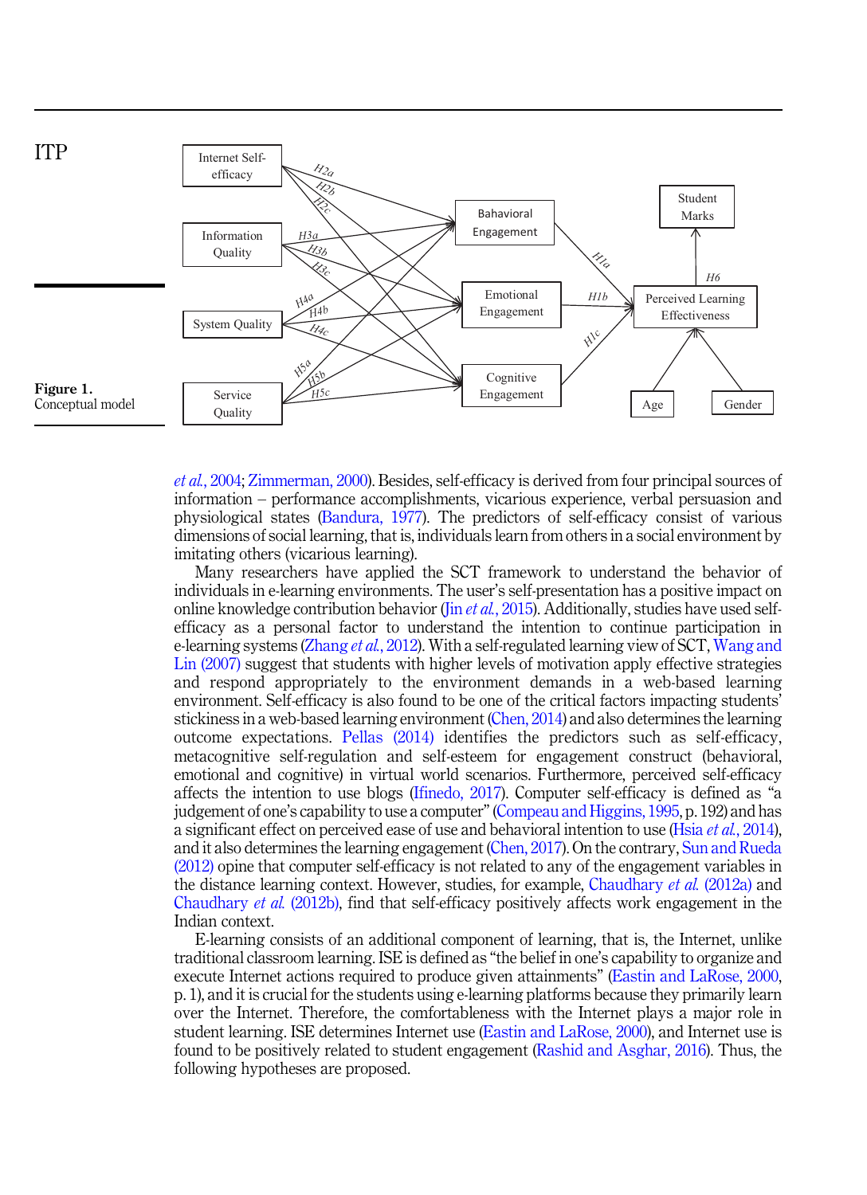**Figure 1.**
Conceptual model

*et al.*, 2004; Zimmerman, 2000). Besides, self-efficacy is derived from four principal sources of information – performance accomplishments, vicarious experience, verbal persuasion and physiological states (Bandura, 1977). The predictors of self-efficacy consist of various dimensions of social learning, that is, individuals learn from others in a social environment by imitating others (vicarious learning).

Many researchers have applied the SCT framework to understand the behavior of individuals in e-learning environments. The user's self-presentation has a positive impact on online knowledge contribution behavior (Jin *et al.*, 2015). Additionally, studies have used self-efficacy as a personal factor to understand the intention to continue participation in e-learning systems (Zhang *et al.*, 2012). With a self-regulated learning view of SCT, Wang and Lin (2007) suggest that students with higher levels of motivation apply effective strategies and respond appropriately to the environment demands in a web-based learning environment. Self-efficacy is also found to be one of the critical factors impacting students' stickiness in a web-based learning environment (Chen, 2014) and also determines the learning outcome expectations. Pellas (2014) identifies the predictors such as self-efficacy, metacognitive self-regulation and self-esteem for engagement construct (behavioral, emotional and cognitive) in virtual world scenarios. Furthermore, perceived self-efficacy affects the intention to use blogs (Ifinedo, 2017). Computer self-efficacy is defined as "a judgement of one's capability to use a computer" (Compeau and Higgins, 1995, p. 192) and has a significant effect on perceived ease of use and behavioral intention to use (Hsia *et al.*, 2014), and it also determines the learning engagement (Chen, 2017). On the contrary, Sun and Rueda (2012) opine that computer self-efficacy is not related to any of the engagement variables in the distance learning context. However, studies, for example, Chaudhary *et al.* (2012a) and Chaudhary *et al.* (2012b), find that self-efficacy positively affects work engagement in the Indian context.

E-learning consists of an additional component of learning, that is, the Internet, unlike traditional classroom learning. ISE is defined as "the belief in one's capability to organize and execute Internet actions required to produce given attainments" (Eastin and LaRose, 2000, p. 1), and it is crucial for the students using e-learning platforms because they primarily learn over the Internet. Therefore, the comfortableness with the Internet plays a major role in student learning. ISE determines Internet use (Eastin and LaRose, 2000), and Internet use is found to be positively related to student engagement (Rashid and Asghar, 2016). Thus, the following hypotheses are proposed.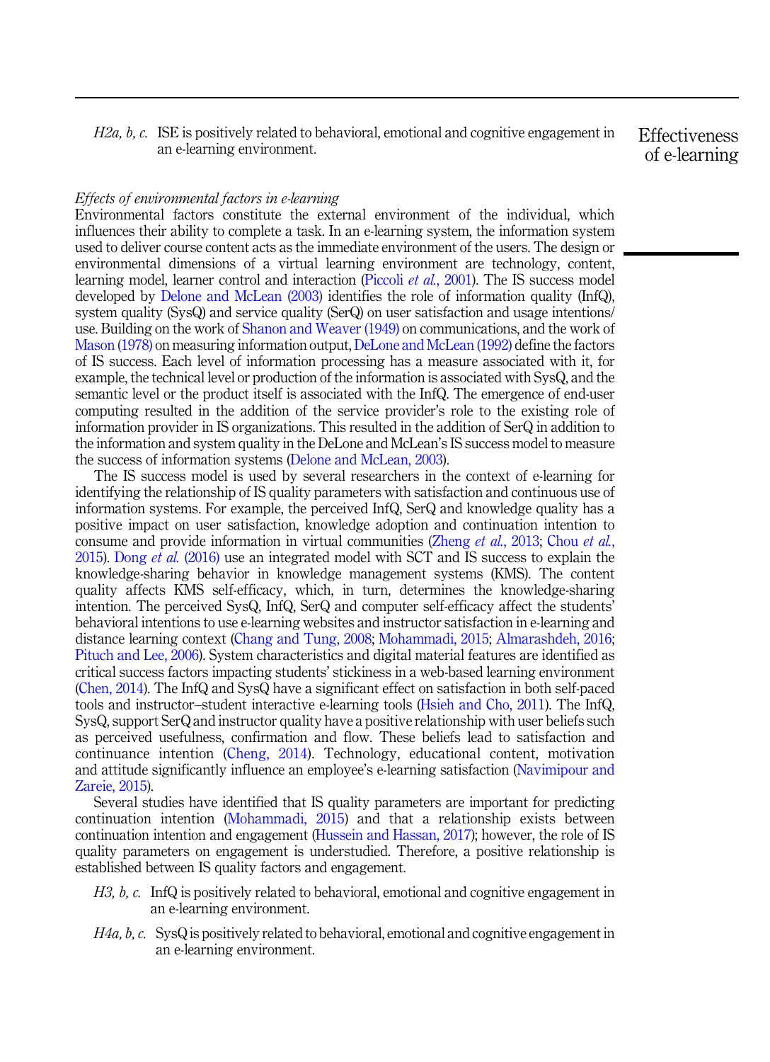*H2a, b, c.* ISE is positively related to behavioral, emotional and cognitive engagement in an e-learning environment.

*Effects of environmental factors in e-learning*

Environmental factors constitute the external environment of the individual, which influences their ability to complete a task. In an e-learning system, the information system used to deliver course content acts as the immediate environment of the users. The design or environmental dimensions of a virtual learning environment are technology, content, learning model, learner control and interaction (Piccoli *et al.*, 2001). The IS success model developed by Delone and McLean (2003) identifies the role of information quality (InfQ), system quality (SysQ) and service quality (SerQ) on user satisfaction and usage intentions/use. Building on the work of Shanon and Weaver (1949) on communications, and the work of Mason (1978) on measuring information output, DeLone and McLean (1992) define the factors of IS success. Each level of information processing has a measure associated with it, for example, the technical level or production of the information is associated with SysQ, and the semantic level or the product itself is associated with the InfQ. The emergence of end-user computing resulted in the addition of the service provider's role to the existing role of information provider in IS organizations. This resulted in the addition of SerQ in addition to the information and system quality in the DeLone and McLean's IS success model to measure the success of information systems (Delone and McLean, 2003).

The IS success model is used by several researchers in the context of e-learning for identifying the relationship of IS quality parameters with satisfaction and continuous use of information systems. For example, the perceived InfQ, SerQ and knowledge quality has a positive impact on user satisfaction, knowledge adoption and continuation intention to consume and provide information in virtual communities (Zheng *et al.*, 2013; Chou *et al.*, 2015). Dong *et al.* (2016) use an integrated model with SCT and IS success to explain the knowledge-sharing behavior in knowledge management systems (KMS). The content quality affects KMS self-efficacy, which, in turn, determines the knowledge-sharing intention. The perceived SysQ, InfQ, SerQ and computer self-efficacy affect the students' behavioral intentions to use e-learning websites and instructor satisfaction in e-learning and distance learning context (Chang and Tung, 2008; Mohammadi, 2015; Almarashdeh, 2016; Pituch and Lee, 2006). System characteristics and digital material features are identified as critical success factors impacting students' stickiness in a web-based learning environment (Chen, 2014). The InfQ and SysQ have a significant effect on satisfaction in both self-paced tools and instructor–student interactive e-learning tools (Hsieh and Cho, 2011). The InfQ, SysQ, support SerQ and instructor quality have a positive relationship with user beliefs such as perceived usefulness, confirmation and flow. These beliefs lead to satisfaction and continuance intention (Cheng, 2014). Technology, educational content, motivation and attitude significantly influence an employee's e-learning satisfaction (Navimipour and Zareie, 2015).

Several studies have identified that IS quality parameters are important for predicting continuation intention (Mohammadi, 2015) and that a relationship exists between continuation intention and engagement (Hussein and Hassan, 2017); however, the role of IS quality parameters on engagement is understudied. Therefore, a positive relationship is established between IS quality factors and engagement.

*H3, b, c.* InfQ is positively related to behavioral, emotional and cognitive engagement in an e-learning environment.

*H4a, b, c.* SysQ is positively related to behavioral, emotional and cognitive engagement in an e-learning environment.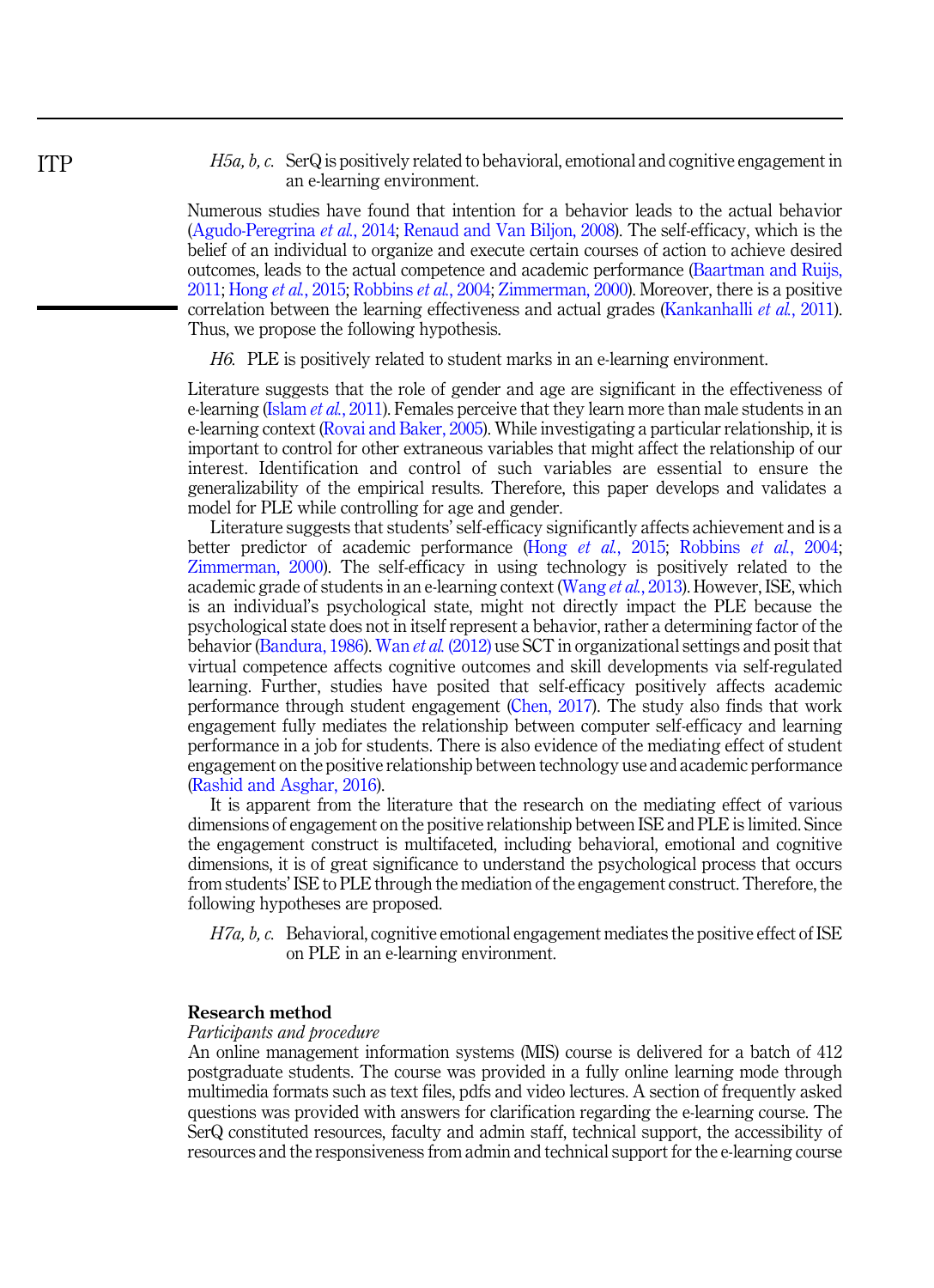*H5a, b, c.* SerQ is positively related to behavioral, emotional and cognitive engagement in an e-learning environment.

Numerous studies have found that intention for a behavior leads to the actual behavior (Agudo-Peregrina *et al.*, 2014; Renaud and Van Biljon, 2008). The self-efficacy, which is the belief of an individual to organize and execute certain courses of action to achieve desired outcomes, leads to the actual competence and academic performance (Baartman and Ruijs, 2011; Hong *et al.*, 2015; Robbins *et al.*, 2004; Zimmerman, 2000). Moreover, there is a positive correlation between the learning effectiveness and actual grades (Kankanhalli *et al.*, 2011). Thus, we propose the following hypothesis.

*H6.* PLE is positively related to student marks in an e-learning environment.

Literature suggests that the role of gender and age are significant in the effectiveness of e-learning (Islam *et al.*, 2011). Females perceive that they learn more than male students in an e-learning context (Rovai and Baker, 2005). While investigating a particular relationship, it is important to control for other extraneous variables that might affect the relationship of our interest. Identification and control of such variables are essential to ensure the generalizability of the empirical results. Therefore, this paper develops and validates a model for PLE while controlling for age and gender.

Literature suggests that students' self-efficacy significantly affects achievement and is a better predictor of academic performance (Hong *et al.*, 2015; Robbins *et al.*, 2004; Zimmerman, 2000). The self-efficacy in using technology is positively related to the academic grade of students in an e-learning context (Wang *et al.*, 2013). However, ISE, which is an individual's psychological state, might not directly impact the PLE because the psychological state does not in itself represent a behavior, rather a determining factor of the behavior (Bandura, 1986). Wan *et al.* (2012) use SCT in organizational settings and posit that virtual competence affects cognitive outcomes and skill developments via self-regulated learning. Further, studies have posited that self-efficacy positively affects academic performance through student engagement (Chen, 2017). The study also finds that work engagement fully mediates the relationship between computer self-efficacy and learning performance in a job for students. There is also evidence of the mediating effect of student engagement on the positive relationship between technology use and academic performance (Rashid and Asghar, 2016).

It is apparent from the literature that the research on the mediating effect of various dimensions of engagement on the positive relationship between ISE and PLE is limited. Since the engagement construct is multifaceted, including behavioral, emotional and cognitive dimensions, it is of great significance to understand the psychological process that occurs from students' ISE to PLE through the mediation of the engagement construct. Therefore, the following hypotheses are proposed.

*H7a, b, c.* Behavioral, cognitive emotional engagement mediates the positive effect of ISE on PLE in an e-learning environment.

## Research method

### *Participants and procedure*

An online management information systems (MIS) course is delivered for a batch of 412 postgraduate students. The course was provided in a fully online learning mode through multimedia formats such as text files, pdfs and video lectures. A section of frequently asked questions was provided with answers for clarification regarding the e-learning course. The SerQ constituted resources, faculty and admin staff, technical support, the accessibility of resources and the responsiveness from admin and technical support for the e-learning course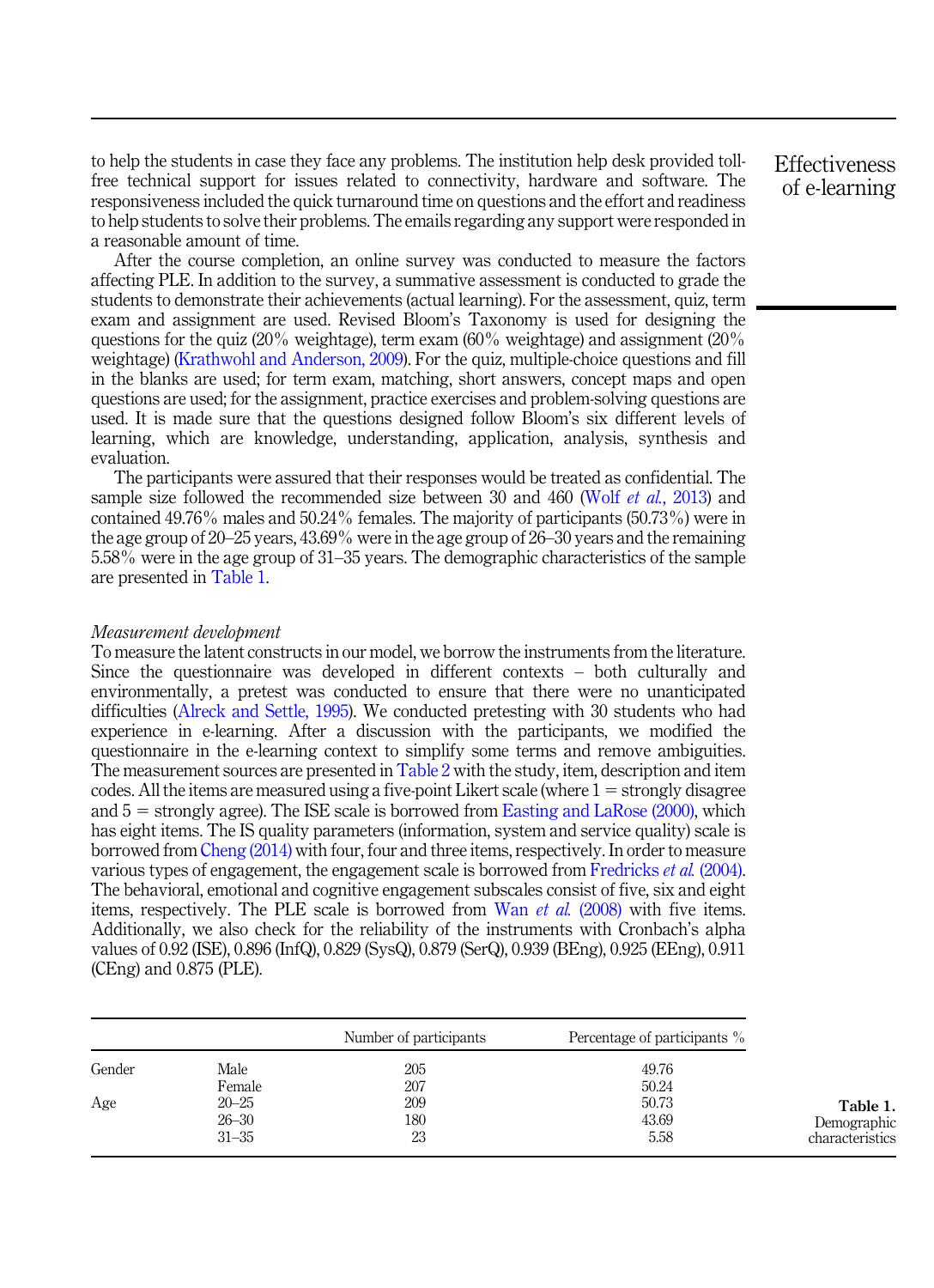to help the students in case they face any problems. The institution help desk provided toll-free technical support for issues related to connectivity, hardware and software. The responsiveness included the quick turnaround time on questions and the effort and readiness to help students to solve their problems. The emails regarding any support were responded in a reasonable amount of time.

After the course completion, an online survey was conducted to measure the factors affecting PLE. In addition to the survey, a summative assessment is conducted to grade the students to demonstrate their achievements (actual learning). For the assessment, quiz, term exam and assignment are used. Revised Bloom's Taxonomy is used for designing the questions for the quiz (20% weightage), term exam (60% weightage) and assignment (20% weightage) (Krathwohl and Anderson, 2009). For the quiz, multiple-choice questions and fill in the blanks are used; for term exam, matching, short answers, concept maps and open questions are used; for the assignment, practice exercises and problem-solving questions are used. It is made sure that the questions designed follow Bloom's six different levels of learning, which are knowledge, understanding, application, analysis, synthesis and evaluation.

The participants were assured that their responses would be treated as confidential. The sample size followed the recommended size between 30 and 460 (Wolf *et al.*, 2013) and contained 49.76% males and 50.24% females. The majority of participants (50.73%) were in the age group of 20–25 years, 43.69% were in the age group of 26–30 years and the remaining 5.58% were in the age group of 31–35 years. The demographic characteristics of the sample are presented in Table 1.

*Measurement development*

To measure the latent constructs in our model, we borrow the instruments from the literature. Since the questionnaire was developed in different contexts – both culturally and environmentally, a pretest was conducted to ensure that there were no unanticipated difficulties (Alreck and Settle, 1995). We conducted pretesting with 30 students who had experience in e-learning. After a discussion with the participants, we modified the questionnaire in the e-learning context to simplify some terms and remove ambiguities. The measurement sources are presented in Table 2 with the study, item, description and item codes. All the items are measured using a five-point Likert scale (where 1 = strongly disagree and 5 = strongly agree). The ISE scale is borrowed from Easting and LaRose (2000), which has eight items. The IS quality parameters (information, system and service quality) scale is borrowed from Cheng (2014) with four, four and three items, respectively. In order to measure various types of engagement, the engagement scale is borrowed from Fredricks *et al.* (2004). The behavioral, emotional and cognitive engagement subscales consist of five, six and eight items, respectively. The PLE scale is borrowed from Wan *et al.* (2008) with five items. Additionally, we also check for the reliability of the instruments with Cronbach's alpha values of 0.92 (ISE), 0.896 (InfQ), 0.829 (SysQ), 0.879 (SerQ), 0.939 (BEng), 0.925 (EEng), 0.911 (CEng) and 0.875 (PLE).

| | | Number of participants | Percentage of participants % |
|---|---|---|---|
| Gender | Male | 205 | 49.76 |
| | Female | 207 | 50.24 |
| Age | 20–25 | 209 | 50.73 |
| | 26–30 | 180 | 43.69 |
| | 31–35 | 23 | 5.58 |

**Table 1.** Demographic characteristics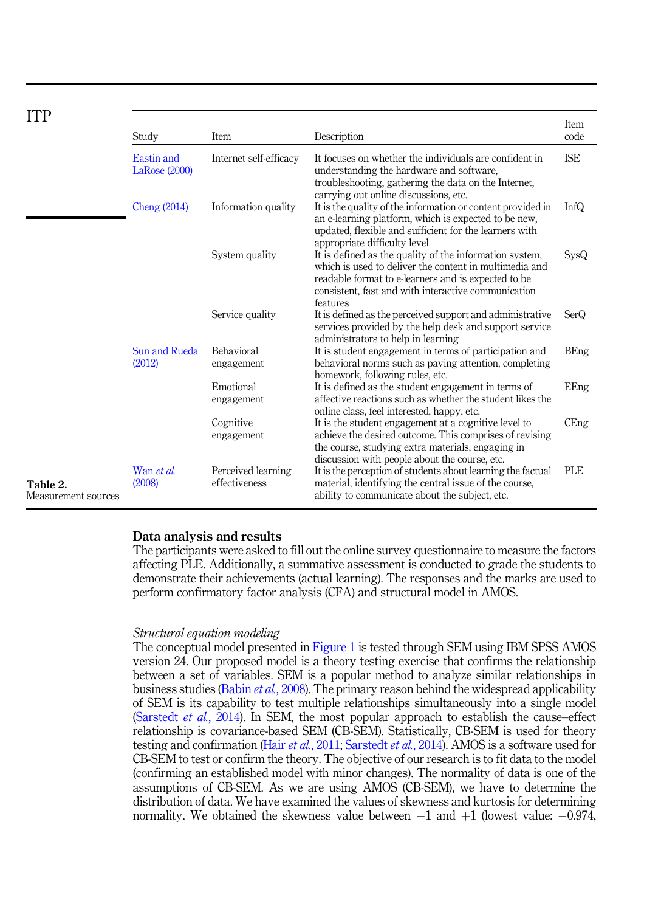**Table 2.** Measurement sources

| Study | Item | Description | Item code |
|---|---|---|---|
| Eastin and LaRose (2000) | Internet self-efficacy | It focuses on whether the individuals are confident in understanding the hardware and software, troubleshooting, gathering the data on the Internet, carrying out online discussions, etc. | ISE |
| Cheng (2014) | Information quality | It is the quality of the information or content provided in an e-learning platform, which is expected to be new, updated, flexible and sufficient for the learners with appropriate difficulty level | InfQ |
| | System quality | It is defined as the quality of the information system, which is used to deliver the content in multimedia and readable format to e-learners and is expected to be consistent, fast and with interactive communication features | SysQ |
| | Service quality | It is defined as the perceived support and administrative services provided by the help desk and support service administrators to help in learning | SerQ |
| Sun and Rueda (2012) | Behavioral engagement | It is student engagement in terms of participation and behavioral norms such as paying attention, completing homework, following rules, etc. | BEng |
| | Emotional engagement | It is defined as the student engagement in terms of affective reactions such as whether the student likes the online class, feel interested, happy, etc. | EEng |
| | Cognitive engagement | It is the student engagement at a cognitive level to achieve the desired outcome. This comprises of revising the course, studying extra materials, engaging in discussion with people about the course, etc. | CEng |
| Wan *et al.* (2008) | Perceived learning effectiveness | It is the perception of students about learning the factual material, identifying the central issue of the course, ability to communicate about the subject, etc. | PLE |

## Data analysis and results

The participants were asked to fill out the online survey questionnaire to measure the factors affecting PLE. Additionally, a summative assessment is conducted to grade the students to demonstrate their achievements (actual learning). The responses and the marks are used to perform confirmatory factor analysis (CFA) and structural model in AMOS.

### *Structural equation modeling*

The conceptual model presented in Figure 1 is tested through SEM using IBM SPSS AMOS version 24. Our proposed model is a theory testing exercise that confirms the relationship between a set of variables. SEM is a popular method to analyze similar relationships in business studies (Babin *et al.*, 2008). The primary reason behind the widespread applicability of SEM is its capability to test multiple relationships simultaneously into a single model (Sarstedt *et al.*, 2014). In SEM, the most popular approach to establish the cause–effect relationship is covariance-based SEM (CB-SEM). Statistically, CB-SEM is used for theory testing and confirmation (Hair *et al.*, 2011; Sarstedt *et al.*, 2014). AMOS is a software used for CB-SEM to test or confirm the theory. The objective of our research is to fit data to the model (confirming an established model with minor changes). The normality of data is one of the assumptions of CB-SEM. As we are using AMOS (CB-SEM), we have to determine the distribution of data. We have examined the values of skewness and kurtosis for determining normality. We obtained the skewness value between $-1$ and $+1$ (lowest value: $-0.974$,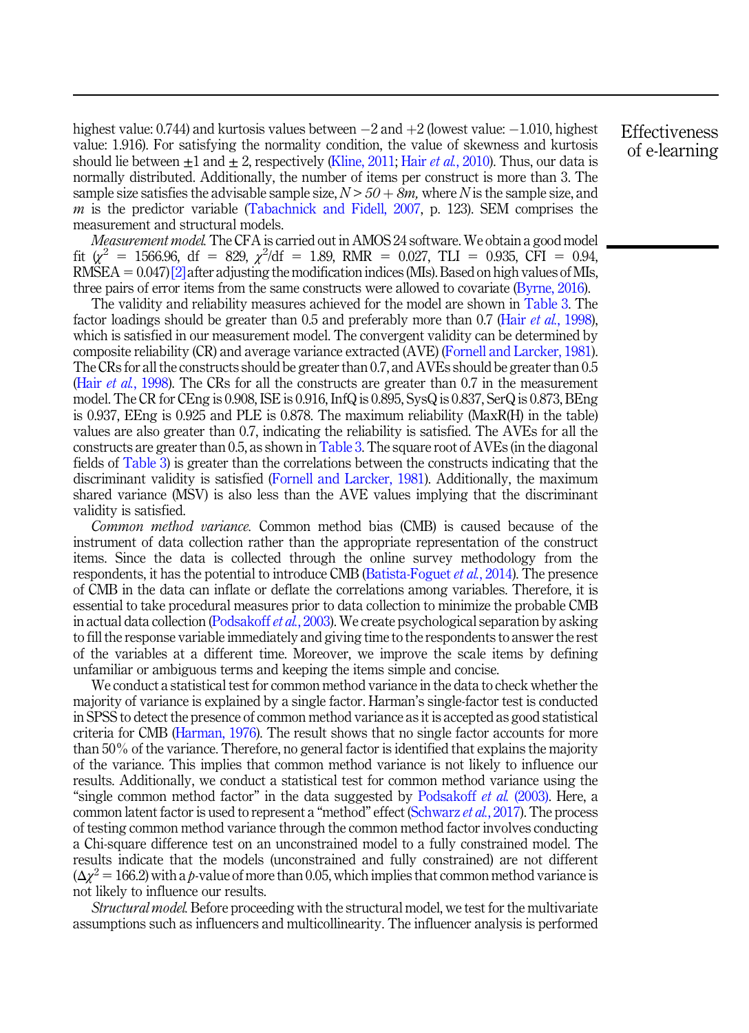highest value: 0.744) and kurtosis values between −2 and +2 (lowest value: −1.010, highest value: 1.916). For satisfying the normality condition, the value of skewness and kurtosis should lie between ±1 and ± 2, respectively (Kline, 2011; Hair *et al.*, 2010). Thus, our data is normally distributed. Additionally, the number of items per construct is more than 3. The sample size satisfies the advisable sample size, $N > 50 + 8m$, where $N$ is the sample size, and $m$ is the predictor variable (Tabachnick and Fidell, 2007, p. 123). SEM comprises the measurement and structural models.

*Measurement model.* The CFA is carried out in AMOS 24 software. We obtain a good model fit ($\chi^2$ = 1566.96, df = 829, $\chi^2$/df = 1.89, RMR = 0.027, TLI = 0.935, CFI = 0.94, RMSEA = 0.047)[2] after adjusting the modification indices (MIs). Based on high values of MIs, three pairs of error items from the same constructs were allowed to covariate (Byrne, 2016).

The validity and reliability measures achieved for the model are shown in Table 3. The factor loadings should be greater than 0.5 and preferably more than 0.7 (Hair *et al.*, 1998), which is satisfied in our measurement model. The convergent validity can be determined by composite reliability (CR) and average variance extracted (AVE) (Fornell and Larcker, 1981). The CRs for all the constructs should be greater than 0.7, and AVEs should be greater than 0.5 (Hair *et al.*, 1998). The CRs for all the constructs are greater than 0.7 in the measurement model. The CR for CEng is 0.908, ISE is 0.916, InfQ is 0.895, SysQ is 0.837, SerQ is 0.873, BEng is 0.937, EEng is 0.925 and PLE is 0.878. The maximum reliability (MaxR(H) in the table) values are also greater than 0.7, indicating the reliability is satisfied. The AVEs for all the constructs are greater than 0.5, as shown in Table 3. The square root of AVEs (in the diagonal fields of Table 3) is greater than the correlations between the constructs indicating that the discriminant validity is satisfied (Fornell and Larcker, 1981). Additionally, the maximum shared variance (MSV) is also less than the AVE values implying that the discriminant validity is satisfied.

*Common method variance.* Common method bias (CMB) is caused because of the instrument of data collection rather than the appropriate representation of the construct items. Since the data is collected through the online survey methodology from the respondents, it has the potential to introduce CMB (Batista-Foguet *et al.*, 2014). The presence of CMB in the data can inflate or deflate the correlations among variables. Therefore, it is essential to take procedural measures prior to data collection to minimize the probable CMB in actual data collection (Podsakoff *et al.*, 2003). We create psychological separation by asking to fill the response variable immediately and giving time to the respondents to answer the rest of the variables at a different time. Moreover, we improve the scale items by defining unfamiliar or ambiguous terms and keeping the items simple and concise.

We conduct a statistical test for common method variance in the data to check whether the majority of variance is explained by a single factor. Harman's single-factor test is conducted in SPSS to detect the presence of common method variance as it is accepted as good statistical criteria for CMB (Harman, 1976). The result shows that no single factor accounts for more than 50% of the variance. Therefore, no general factor is identified that explains the majority of the variance. This implies that common method variance is not likely to influence our results. Additionally, we conduct a statistical test for common method variance using the "single common method factor" in the data suggested by Podsakoff *et al.* (2003). Here, a common latent factor is used to represent a "method" effect (Schwarz *et al.*, 2017). The process of testing common method variance through the common method factor involves conducting a Chi-square difference test on an unconstrained model to a fully constrained model. The results indicate that the models (unconstrained and fully constrained) are not different ($\Delta\chi^2$ = 166.2) with a $p$-value of more than 0.05, which implies that common method variance is not likely to influence our results.

*Structural model.* Before proceeding with the structural model, we test for the multivariate assumptions such as influencers and multicollinearity. The influencer analysis is performed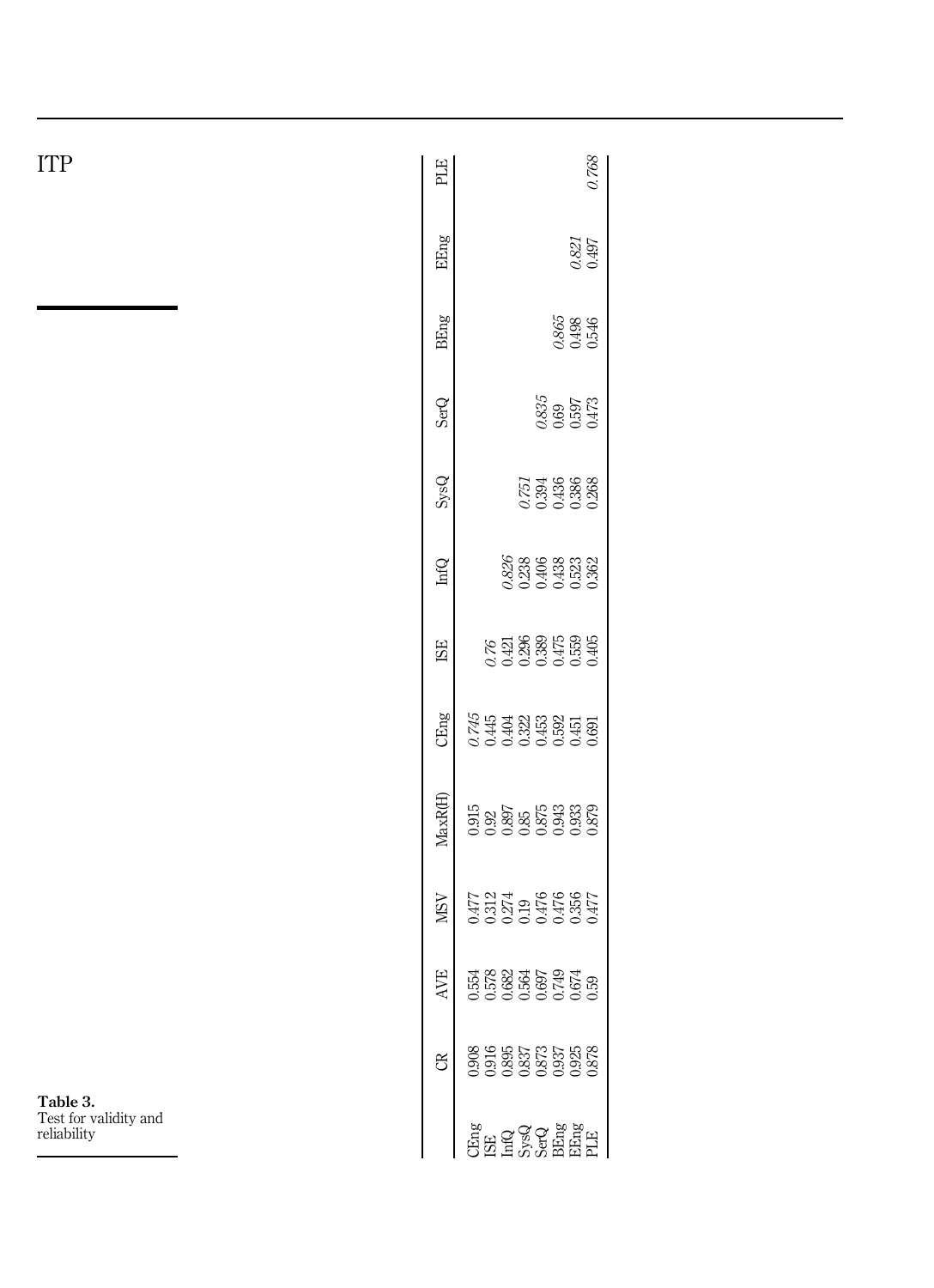**Table 3.**
Test for validity and reliability

| | CR | AVE | MSV | MaxR(H) | CEng | ISE | InfQ | SysQ | SerQ | BEng | EEng | PLE |
|---|---|---|---|---|---|---|---|---|---|---|---|---|
| CEng | 0.908 | 0.554 | 0.477 | 0.915 | *0.745* | | | | | | | |
| ISE | 0.916 | 0.578 | 0.312 | 0.92 | 0.445 | *0.76* | | | | | | |
| InfQ | 0.895 | 0.682 | 0.274 | 0.897 | 0.404 | 0.421 | *0.826* | | | | | |
| SysQ | 0.837 | 0.564 | 0.19 | 0.85 | 0.322 | 0.296 | 0.238 | *0.751* | | | | |
| SerQ | 0.873 | 0.697 | 0.476 | 0.875 | 0.453 | 0.389 | 0.406 | 0.394 | *0.835* | | | |
| BEng | 0.937 | 0.749 | 0.476 | 0.943 | 0.592 | 0.475 | 0.438 | 0.436 | 0.69 | *0.865* | | |
| EEng | 0.925 | 0.674 | 0.356 | 0.933 | 0.451 | 0.559 | 0.523 | 0.386 | 0.597 | 0.498 | *0.821* | |
| PLE | 0.878 | 0.59 | 0.477 | 0.879 | 0.691 | 0.405 | 0.362 | 0.268 | 0.473 | 0.546 | 0.497 | *0.768* |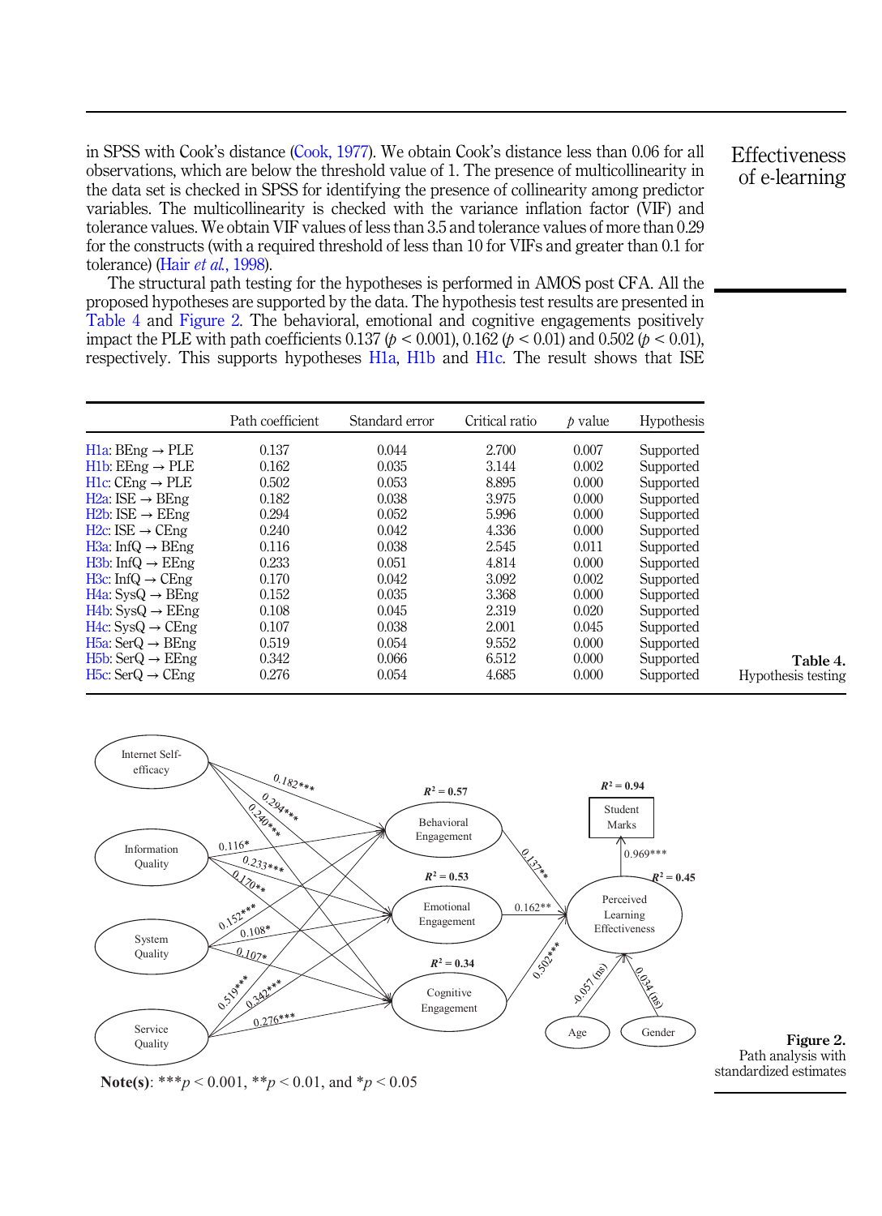in SPSS with Cook's distance (Cook, 1977). We obtain Cook's distance less than 0.06 for all observations, which are below the threshold value of 1. The presence of multicollinearity in the data set is checked in SPSS for identifying the presence of collinearity among predictor variables. The multicollinearity is checked with the variance inflation factor (VIF) and tolerance values. We obtain VIF values of less than 3.5 and tolerance values of more than 0.29 for the constructs (with a required threshold of less than 10 for VIFs and greater than 0.1 for tolerance) (Hair *et al.*, 1998).

The structural path testing for the hypotheses is performed in AMOS post CFA. All the proposed hypotheses are supported by the data. The hypothesis test results are presented in Table 4 and Figure 2. The behavioral, emotional and cognitive engagements positively impact the PLE with path coefficients 0.137 ($p < 0.001$), 0.162 ($p < 0.01$) and 0.502 ($p < 0.01$), respectively. This supports hypotheses H1a, H1b and H1c. The result shows that ISE

| | Path coefficient | Standard error | Critical ratio | *p* value | Hypothesis |
|---|---|---|---|---|---|
| H1a: BEng → PLE | 0.137 | 0.044 | 2.700 | 0.007 | Supported |
| H1b: EEng → PLE | 0.162 | 0.035 | 3.144 | 0.002 | Supported |
| H1c: CEng → PLE | 0.502 | 0.053 | 8.895 | 0.000 | Supported |
| H2a: ISE → BEng | 0.182 | 0.038 | 3.975 | 0.000 | Supported |
| H2b: ISE → EEng | 0.294 | 0.052 | 5.996 | 0.000 | Supported |
| H2c: ISE → CEng | 0.240 | 0.042 | 4.336 | 0.000 | Supported |
| H3a: InfQ → BEng | 0.116 | 0.038 | 2.545 | 0.011 | Supported |
| H3b: InfQ → EEng | 0.233 | 0.051 | 4.814 | 0.000 | Supported |
| H3c: InfQ → CEng | 0.170 | 0.042 | 3.092 | 0.002 | Supported |
| H4a: SysQ → BEng | 0.152 | 0.035 | 3.368 | 0.000 | Supported |
| H4b: SysQ → EEng | 0.108 | 0.045 | 2.319 | 0.020 | Supported |
| H4c: SysQ → CEng | 0.107 | 0.038 | 2.001 | 0.045 | Supported |
| H5a: SerQ → BEng | 0.519 | 0.054 | 9.552 | 0.000 | Supported |
| H5b: SerQ → EEng | 0.342 | 0.066 | 6.512 | 0.000 | Supported |
| H5c: SerQ → CEng | 0.276 | 0.054 | 4.685 | 0.000 | Supported |

**Table 4.** Hypothesis testing

**Note(s)**: ***$p < 0.001$, **$p < 0.01$, and *$p < 0.05$

**Figure 2.** Path analysis with standardized estimates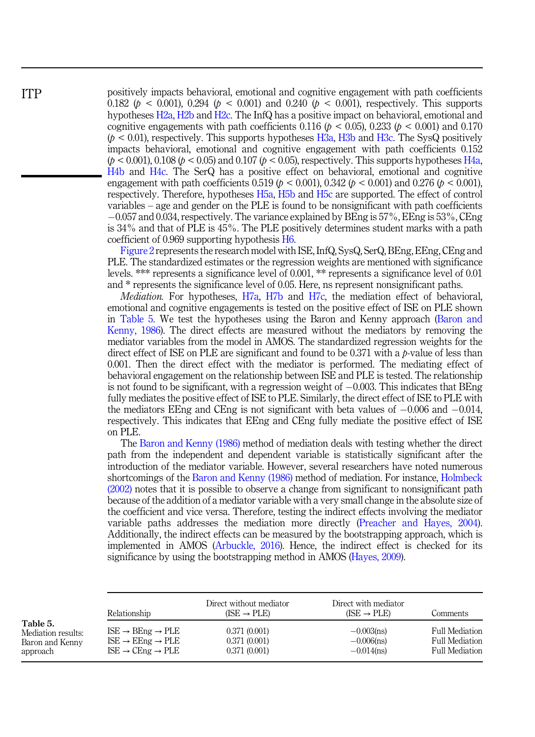positively impacts behavioral, emotional and cognitive engagement with path coefficients 0.182 ($p < 0.001$), 0.294 ($p < 0.001$) and 0.240 ($p < 0.001$), respectively. This supports hypotheses H2a, H2b and H2c. The InfQ has a positive impact on behavioral, emotional and cognitive engagements with path coefficients 0.116 ($p < 0.05$), 0.233 ($p < 0.001$) and 0.170 ($p < 0.01$), respectively. This supports hypotheses H3a, H3b and H3c. The SysQ positively impacts behavioral, emotional and cognitive engagement with path coefficients 0.152 ($p < 0.001$), 0.108 ($p < 0.05$) and 0.107 ($p < 0.05$), respectively. This supports hypotheses H4a, H4b and H4c. The SerQ has a positive effect on behavioral, emotional and cognitive engagement with path coefficients 0.519 ($p < 0.001$), 0.342 ($p < 0.001$) and 0.276 ($p < 0.001$), respectively. Therefore, hypotheses H5a, H5b and H5c are supported. The effect of control variables – age and gender on the PLE is found to be nonsignificant with path coefficients −0.057 and 0.034, respectively. The variance explained by BEng is 57%, EEng is 53%, CEng is 34% and that of PLE is 45%. The PLE positively determines student marks with a path coefficient of 0.969 supporting hypothesis H6.

Figure 2 represents the research model with ISE, InfQ, SysQ, SerQ, BEng, EEng, CEng and PLE. The standardized estimates or the regression weights are mentioned with significance levels. *** represents a significance level of 0.001, ** represents a significance level of 0.01 and * represents the significance level of 0.05. Here, ns represent nonsignificant paths.

*Mediation.* For hypotheses, H7a, H7b and H7c, the mediation effect of behavioral, emotional and cognitive engagements is tested on the positive effect of ISE on PLE shown in Table 5. We test the hypotheses using the Baron and Kenny approach (Baron and Kenny, 1986). The direct effects are measured without the mediators by removing the mediator variables from the model in AMOS. The standardized regression weights for the direct effect of ISE on PLE are significant and found to be 0.371 with a $p$-value of less than 0.001. Then the direct effect with the mediator is performed. The mediating effect of behavioral engagement on the relationship between ISE and PLE is tested. The relationship is not found to be significant, with a regression weight of −0.003. This indicates that BEng fully mediates the positive effect of ISE to PLE. Similarly, the direct effect of ISE to PLE with the mediators EEng and CEng is not significant with beta values of −0.006 and −0.014, respectively. This indicates that EEng and CEng fully mediate the positive effect of ISE on PLE.

The Baron and Kenny (1986) method of mediation deals with testing whether the direct path from the independent and dependent variable is statistically significant after the introduction of the mediator variable. However, several researchers have noted numerous shortcomings of the Baron and Kenny (1986) method of mediation. For instance, Holmbeck (2002) notes that it is possible to observe a change from significant to nonsignificant path because of the addition of a mediator variable with a very small change in the absolute size of the coefficient and vice versa. Therefore, testing the indirect effects involving the mediator variable paths addresses the mediation more directly (Preacher and Hayes, 2004). Additionally, the indirect effects can be measured by the bootstrapping approach, which is implemented in AMOS (Arbuckle, 2016). Hence, the indirect effect is checked for its significance by using the bootstrapping method in AMOS (Hayes, 2009).

**Table 5.** Mediation results: Baron and Kenny approach

| Relationship | Direct without mediator (ISE → PLE) | Direct with mediator (ISE → PLE) | Comments |
|---|---|---|---|
| ISE → BEng → PLE | 0.371 (0.001) | −0.003(ns) | Full Mediation |
| ISE → EEng → PLE | 0.371 (0.001) | −0.006(ns) | Full Mediation |
| ISE → CEng → PLE | 0.371 (0.001) | −0.014(ns) | Full Mediation |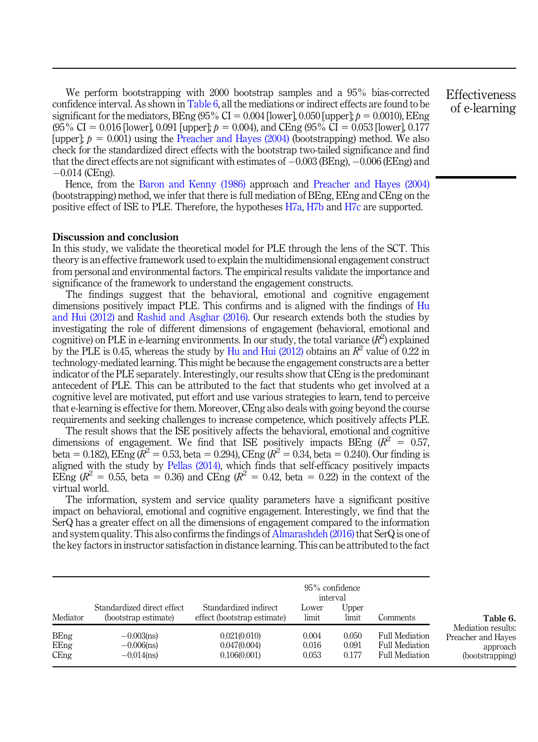We perform bootstrapping with 2000 bootstrap samples and a 95% bias-corrected confidence interval. As shown in Table 6, all the mediations or indirect effects are found to be significant for the mediators, BEng (95% CI = 0.004 [lower], 0.050 [upper]; $p$ = 0.0010), EEng (95% CI = 0.016 [lower], 0.091 [upper]; $p$ = 0.004), and CEng (95% CI = 0.053 [lower], 0.177 [upper]; $p$ = 0.001) using the Preacher and Hayes (2004) (bootstrapping) method. We also check for the standardized direct effects with the bootstrap two-tailed significance and find that the direct effects are not significant with estimates of −0.003 (BEng), −0.006 (EEng) and −0.014 (CEng).

Hence, from the Baron and Kenny (1986) approach and Preacher and Hayes (2004) (bootstrapping) method, we infer that there is full mediation of BEng, EEng and CEng on the positive effect of ISE to PLE. Therefore, the hypotheses H7a, H7b and H7c are supported.

## Discussion and conclusion

In this study, we validate the theoretical model for PLE through the lens of the SCT. This theory is an effective framework used to explain the multidimensional engagement construct from personal and environmental factors. The empirical results validate the importance and significance of the framework to understand the engagement constructs.

The findings suggest that the behavioral, emotional and cognitive engagement dimensions positively impact PLE. This confirms and is aligned with the findings of Hu and Hui (2012) and Rashid and Asghar (2016). Our research extends both the studies by investigating the role of different dimensions of engagement (behavioral, emotional and cognitive) on PLE in e-learning environments. In our study, the total variance ($R^2$) explained by the PLE is 0.45, whereas the study by Hu and Hui (2012) obtains an $R^2$ value of 0.22 in technology-mediated learning. This might be because the engagement constructs are a better indicator of the PLE separately. Interestingly, our results show that CEng is the predominant antecedent of PLE. This can be attributed to the fact that students who get involved at a cognitive level are motivated, put effort and use various strategies to learn, tend to perceive that e-learning is effective for them. Moreover, CEng also deals with going beyond the course requirements and seeking challenges to increase competence, which positively affects PLE.

The result shows that the ISE positively affects the behavioral, emotional and cognitive dimensions of engagement. We find that ISE positively impacts BEng ($R^2$ = 0.57, beta = 0.182), EEng ($R^2$ = 0.53, beta = 0.294), CEng ($R^2$ = 0.34, beta = 0.240). Our finding is aligned with the study by Pellas (2014), which finds that self-efficacy positively impacts EEng ($R^2$ = 0.55, beta = 0.36) and CEng ($R^2$ = 0.42, beta = 0.22) in the context of the virtual world.

The information, system and service quality parameters have a significant positive impact on behavioral, emotional and cognitive engagement. Interestingly, we find that the SerQ has a greater effect on all the dimensions of engagement compared to the information and system quality. This also confirms the findings of Almarashdeh (2016) that SerQ is one of the key factors in instructor satisfaction in distance learning. This can be attributed to the fact

**Table 6.** Mediation results: Preacher and Hayes approach (bootstrapping)

| Mediator | Standardized direct effect (bootstrap estimate) | Standardized indirect effect (bootstrap estimate) | 95% confidence interval Lower limit | Upper limit | Comments |
|---|---|---|---|---|---|
| BEng | −0.003(ns) | 0.021(0.010) | 0.004 | 0.050 | Full Mediation |
| EEng | −0.006(ns) | 0.047(0.004) | 0.016 | 0.091 | Full Mediation |
| CEng | −0.014(ns) | 0.106(0.001) | 0.053 | 0.177 | Full Mediation |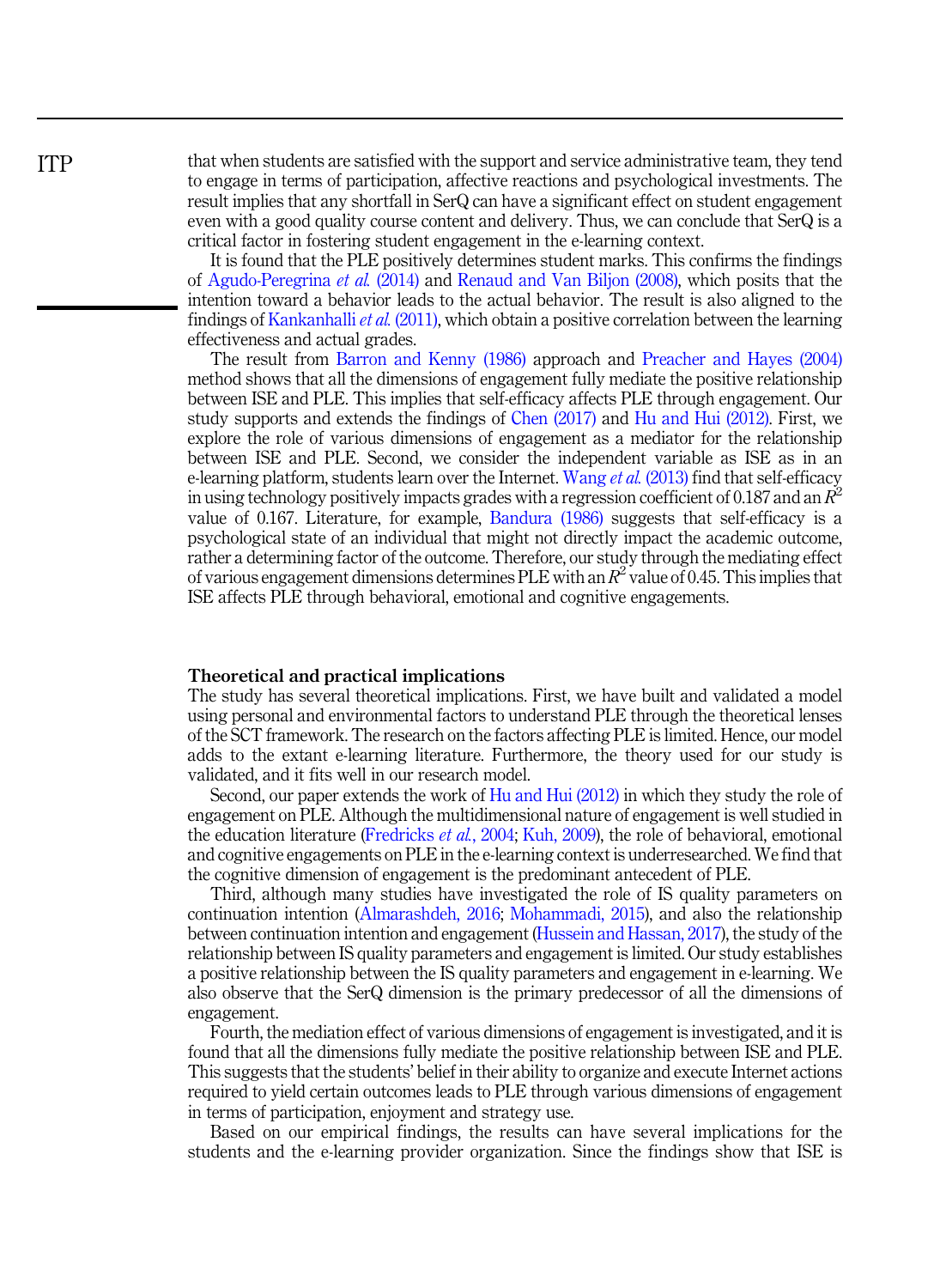that when students are satisfied with the support and service administrative team, they tend to engage in terms of participation, affective reactions and psychological investments. The result implies that any shortfall in SerQ can have a significant effect on student engagement even with a good quality course content and delivery. Thus, we can conclude that SerQ is a critical factor in fostering student engagement in the e-learning context.

It is found that the PLE positively determines student marks. This confirms the findings of Agudo-Peregrina *et al.* (2014) and Renaud and Van Biljon (2008), which posits that the intention toward a behavior leads to the actual behavior. The result is also aligned to the findings of Kankanhalli *et al.* (2011), which obtain a positive correlation between the learning effectiveness and actual grades.

The result from Barron and Kenny (1986) approach and Preacher and Hayes (2004) method shows that all the dimensions of engagement fully mediate the positive relationship between ISE and PLE. This implies that self-efficacy affects PLE through engagement. Our study supports and extends the findings of Chen (2017) and Hu and Hui (2012). First, we explore the role of various dimensions of engagement as a mediator for the relationship between ISE and PLE. Second, we consider the independent variable as ISE as in an e-learning platform, students learn over the Internet. Wang *et al.* (2013) find that self-efficacy in using technology positively impacts grades with a regression coefficient of 0.187 and an $R^2$ value of 0.167. Literature, for example, Bandura (1986) suggests that self-efficacy is a psychological state of an individual that might not directly impact the academic outcome, rather a determining factor of the outcome. Therefore, our study through the mediating effect of various engagement dimensions determines PLE with an $R^2$ value of 0.45. This implies that ISE affects PLE through behavioral, emotional and cognitive engagements.

## Theoretical and practical implications

The study has several theoretical implications. First, we have built and validated a model using personal and environmental factors to understand PLE through the theoretical lenses of the SCT framework. The research on the factors affecting PLE is limited. Hence, our model adds to the extant e-learning literature. Furthermore, the theory used for our study is validated, and it fits well in our research model.

Second, our paper extends the work of Hu and Hui (2012) in which they study the role of engagement on PLE. Although the multidimensional nature of engagement is well studied in the education literature (Fredricks *et al.*, 2004; Kuh, 2009), the role of behavioral, emotional and cognitive engagements on PLE in the e-learning context is underresearched. We find that the cognitive dimension of engagement is the predominant antecedent of PLE.

Third, although many studies have investigated the role of IS quality parameters on continuation intention (Almarashdeh, 2016; Mohammadi, 2015), and also the relationship between continuation intention and engagement (Hussein and Hassan, 2017), the study of the relationship between IS quality parameters and engagement is limited. Our study establishes a positive relationship between the IS quality parameters and engagement in e-learning. We also observe that the SerQ dimension is the primary predecessor of all the dimensions of engagement.

Fourth, the mediation effect of various dimensions of engagement is investigated, and it is found that all the dimensions fully mediate the positive relationship between ISE and PLE. This suggests that the students' belief in their ability to organize and execute Internet actions required to yield certain outcomes leads to PLE through various dimensions of engagement in terms of participation, enjoyment and strategy use.

Based on our empirical findings, the results can have several implications for the students and the e-learning provider organization. Since the findings show that ISE is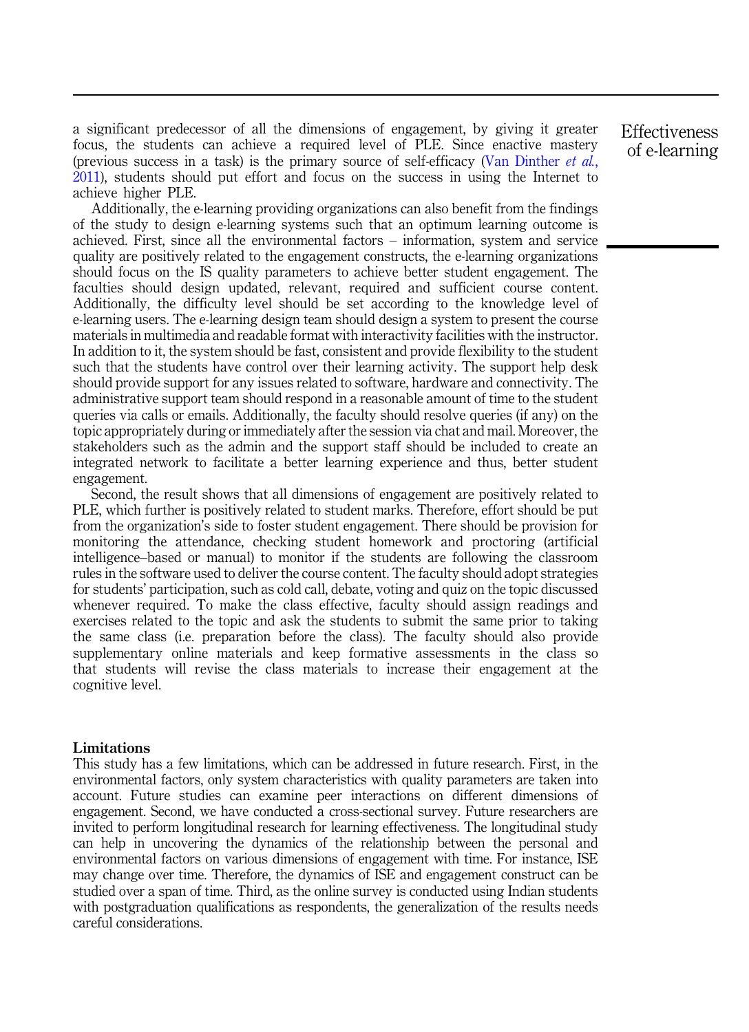a significant predecessor of all the dimensions of engagement, by giving it greater focus, the students can achieve a required level of PLE. Since enactive mastery (previous success in a task) is the primary source of self-efficacy (Van Dinther *et al.*, 2011), students should put effort and focus on the success in using the Internet to achieve higher PLE.

Additionally, the e-learning providing organizations can also benefit from the findings of the study to design e-learning systems such that an optimum learning outcome is achieved. First, since all the environmental factors – information, system and service quality are positively related to the engagement constructs, the e-learning organizations should focus on the IS quality parameters to achieve better student engagement. The faculties should design updated, relevant, required and sufficient course content. Additionally, the difficulty level should be set according to the knowledge level of e-learning users. The e-learning design team should design a system to present the course materials in multimedia and readable format with interactivity facilities with the instructor. In addition to it, the system should be fast, consistent and provide flexibility to the student such that the students have control over their learning activity. The support help desk should provide support for any issues related to software, hardware and connectivity. The administrative support team should respond in a reasonable amount of time to the student queries via calls or emails. Additionally, the faculty should resolve queries (if any) on the topic appropriately during or immediately after the session via chat and mail. Moreover, the stakeholders such as the admin and the support staff should be included to create an integrated network to facilitate a better learning experience and thus, better student engagement.

Second, the result shows that all dimensions of engagement are positively related to PLE, which further is positively related to student marks. Therefore, effort should be put from the organization's side to foster student engagement. There should be provision for monitoring the attendance, checking student homework and proctoring (artificial intelligence–based or manual) to monitor if the students are following the classroom rules in the software used to deliver the course content. The faculty should adopt strategies for students' participation, such as cold call, debate, voting and quiz on the topic discussed whenever required. To make the class effective, faculty should assign readings and exercises related to the topic and ask the students to submit the same prior to taking the same class (i.e. preparation before the class). The faculty should also provide supplementary online materials and keep formative assessments in the class so that students will revise the class materials to increase their engagement at the cognitive level.

### Limitations

This study has a few limitations, which can be addressed in future research. First, in the environmental factors, only system characteristics with quality parameters are taken into account. Future studies can examine peer interactions on different dimensions of engagement. Second, we have conducted a cross-sectional survey. Future researchers are invited to perform longitudinal research for learning effectiveness. The longitudinal study can help in uncovering the dynamics of the relationship between the personal and environmental factors on various dimensions of engagement with time. For instance, ISE may change over time. Therefore, the dynamics of ISE and engagement construct can be studied over a span of time. Third, as the online survey is conducted using Indian students with postgraduation qualifications as respondents, the generalization of the results needs careful considerations.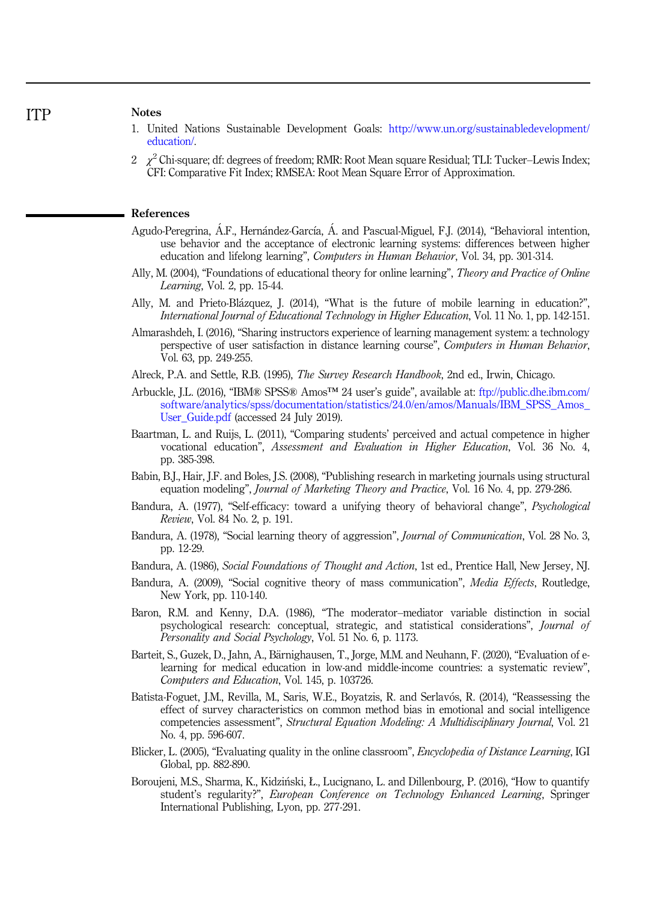## Notes

1. United Nations Sustainable Development Goals: http://www.un.org/sustainabledevelopment/education/.

2. $\chi^2$ Chi-square; df: degrees of freedom; RMR: Root Mean square Residual; TLI: Tucker–Lewis Index; CFI: Comparative Fit Index; RMSEA: Root Mean Square Error of Approximation.

## References

Agudo-Peregrina, Á.F., Hernández-García, Á. and Pascual-Miguel, F.J. (2014), "Behavioral intention, use behavior and the acceptance of electronic learning systems: differences between higher education and lifelong learning", *Computers in Human Behavior*, Vol. 34, pp. 301-314.

Ally, M. (2004), "Foundations of educational theory for online learning", *Theory and Practice of Online Learning*, Vol. 2, pp. 15-44.

Ally, M. and Prieto-Blázquez, J. (2014), "What is the future of mobile learning in education?", *International Journal of Educational Technology in Higher Education*, Vol. 11 No. 1, pp. 142-151.

Almarashdeh, I. (2016), "Sharing instructors experience of learning management system: a technology perspective of user satisfaction in distance learning course", *Computers in Human Behavior*, Vol. 63, pp. 249-255.

Alreck, P.A. and Settle, R.B. (1995), *The Survey Research Handbook*, 2nd ed., Irwin, Chicago.

Arbuckle, J.L. (2016), "IBM® SPSS® Amos™ 24 user's guide", available at: ftp://public.dhe.ibm.com/software/analytics/spss/documentation/statistics/24.0/en/amos/Manuals/IBM_SPSS_Amos_User_Guide.pdf (accessed 24 July 2019).

Baartman, L. and Ruijs, L. (2011), "Comparing students' perceived and actual competence in higher vocational education", *Assessment and Evaluation in Higher Education*, Vol. 36 No. 4, pp. 385-398.

Babin, B.J., Hair, J.F. and Boles, J.S. (2008), "Publishing research in marketing journals using structural equation modeling", *Journal of Marketing Theory and Practice*, Vol. 16 No. 4, pp. 279-286.

Bandura, A. (1977), "Self-efficacy: toward a unifying theory of behavioral change", *Psychological Review*, Vol. 84 No. 2, p. 191.

Bandura, A. (1978), "Social learning theory of aggression", *Journal of Communication*, Vol. 28 No. 3, pp. 12-29.

Bandura, A. (1986), *Social Foundations of Thought and Action*, 1st ed., Prentice Hall, New Jersey, NJ.

Bandura, A. (2009), "Social cognitive theory of mass communication", *Media Effects*, Routledge, New York, pp. 110-140.

Baron, R.M. and Kenny, D.A. (1986), "The moderator–mediator variable distinction in social psychological research: conceptual, strategic, and statistical considerations", *Journal of Personality and Social Psychology*, Vol. 51 No. 6, p. 1173.

Barteit, S., Guzek, D., Jahn, A., Bärnighausen, T., Jorge, M.M. and Neuhann, F. (2020), "Evaluation of e-learning for medical education in low-and middle-income countries: a systematic review", *Computers and Education*, Vol. 145, p. 103726.

Batista-Foguet, J.M., Revilla, M., Saris, W.E., Boyatzis, R. and Serlavós, R. (2014), "Reassessing the effect of survey characteristics on common method bias in emotional and social intelligence competencies assessment", *Structural Equation Modeling: A Multidisciplinary Journal*, Vol. 21 No. 4, pp. 596-607.

Blicker, L. (2005), "Evaluating quality in the online classroom", *Encyclopedia of Distance Learning*, IGI Global, pp. 882-890.

Boroujeni, M.S., Sharma, K., Kidziński, Ł., Lucignano, L. and Dillenbourg, P. (2016), "How to quantify student's regularity?", *European Conference on Technology Enhanced Learning*, Springer International Publishing, Lyon, pp. 277-291.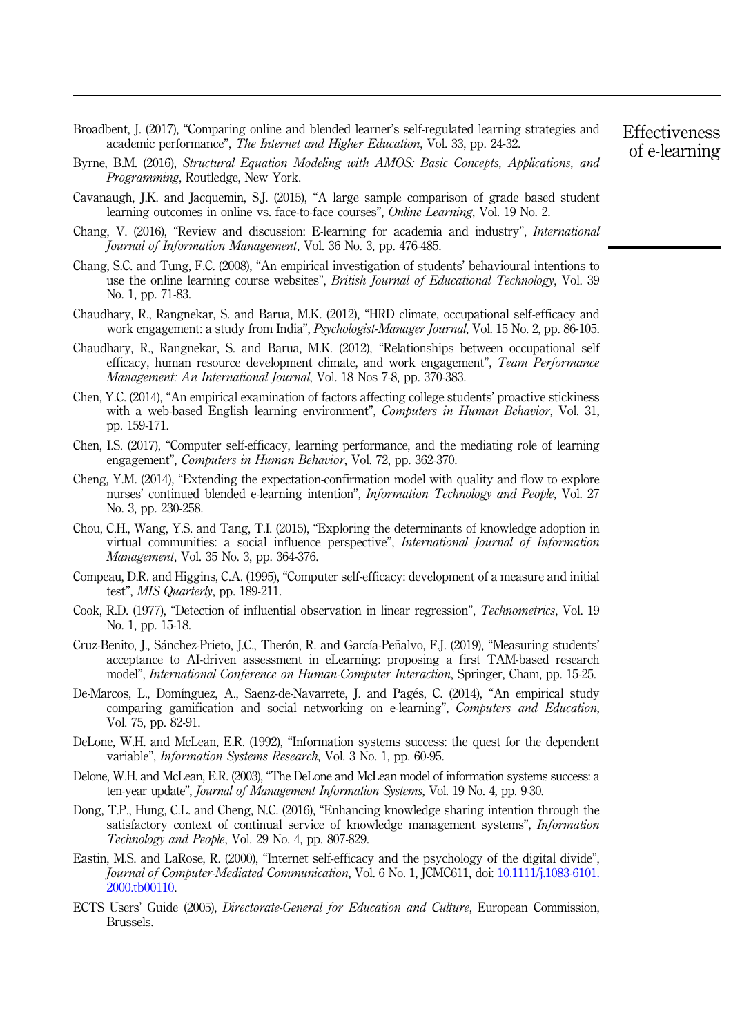Broadbent, J. (2017), "Comparing online and blended learner's self-regulated learning strategies and academic performance", *The Internet and Higher Education*, Vol. 33, pp. 24-32.

Byrne, B.M. (2016), *Structural Equation Modeling with AMOS: Basic Concepts, Applications, and Programming*, Routledge, New York.

Cavanaugh, J.K. and Jacquemin, S.J. (2015), "A large sample comparison of grade based student learning outcomes in online vs. face-to-face courses", *Online Learning*, Vol. 19 No. 2.

Chang, V. (2016), "Review and discussion: E-learning for academia and industry", *International Journal of Information Management*, Vol. 36 No. 3, pp. 476-485.

Chang, S.C. and Tung, F.C. (2008), "An empirical investigation of students' behavioural intentions to use the online learning course websites", *British Journal of Educational Technology*, Vol. 39 No. 1, pp. 71-83.

Chaudhary, R., Rangnekar, S. and Barua, M.K. (2012), "HRD climate, occupational self-efficacy and work engagement: a study from India", *Psychologist-Manager Journal*, Vol. 15 No. 2, pp. 86-105.

Chaudhary, R., Rangnekar, S. and Barua, M.K. (2012), "Relationships between occupational self efficacy, human resource development climate, and work engagement", *Team Performance Management: An International Journal*, Vol. 18 Nos 7-8, pp. 370-383.

Chen, Y.C. (2014), "An empirical examination of factors affecting college students' proactive stickiness with a web-based English learning environment", *Computers in Human Behavior*, Vol. 31, pp. 159-171.

Chen, I.S. (2017), "Computer self-efficacy, learning performance, and the mediating role of learning engagement", *Computers in Human Behavior*, Vol. 72, pp. 362-370.

Cheng, Y.M. (2014), "Extending the expectation-confirmation model with quality and flow to explore nurses' continued blended e-learning intention", *Information Technology and People*, Vol. 27 No. 3, pp. 230-258.

Chou, C.H., Wang, Y.S. and Tang, T.I. (2015), "Exploring the determinants of knowledge adoption in virtual communities: a social influence perspective", *International Journal of Information Management*, Vol. 35 No. 3, pp. 364-376.

Compeau, D.R. and Higgins, C.A. (1995), "Computer self-efficacy: development of a measure and initial test", *MIS Quarterly*, pp. 189-211.

Cook, R.D. (1977), "Detection of influential observation in linear regression", *Technometrics*, Vol. 19 No. 1, pp. 15-18.

Cruz-Benito, J., Sánchez-Prieto, J.C., Therón, R. and García-Peñalvo, F.J. (2019), "Measuring students' acceptance to AI-driven assessment in eLearning: proposing a first TAM-based research model", *International Conference on Human-Computer Interaction*, Springer, Cham, pp. 15-25.

De-Marcos, L., Domínguez, A., Saenz-de-Navarrete, J. and Pagés, C. (2014), "An empirical study comparing gamification and social networking on e-learning", *Computers and Education*, Vol. 75, pp. 82-91.

DeLone, W.H. and McLean, E.R. (1992), "Information systems success: the quest for the dependent variable", *Information Systems Research*, Vol. 3 No. 1, pp. 60-95.

Delone, W.H. and McLean, E.R. (2003), "The DeLone and McLean model of information systems success: a ten-year update", *Journal of Management Information Systems*, Vol. 19 No. 4, pp. 9-30.

Dong, T.P., Hung, C.L. and Cheng, N.C. (2016), "Enhancing knowledge sharing intention through the satisfactory context of continual service of knowledge management systems", *Information Technology and People*, Vol. 29 No. 4, pp. 807-829.

Eastin, M.S. and LaRose, R. (2000), "Internet self-efficacy and the psychology of the digital divide", *Journal of Computer-Mediated Communication*, Vol. 6 No. 1, JCMC611, doi: 10.1111/j.1083-6101.2000.tb00110.

ECTS Users' Guide (2005), *Directorate-General for Education and Culture*, European Commission, Brussels.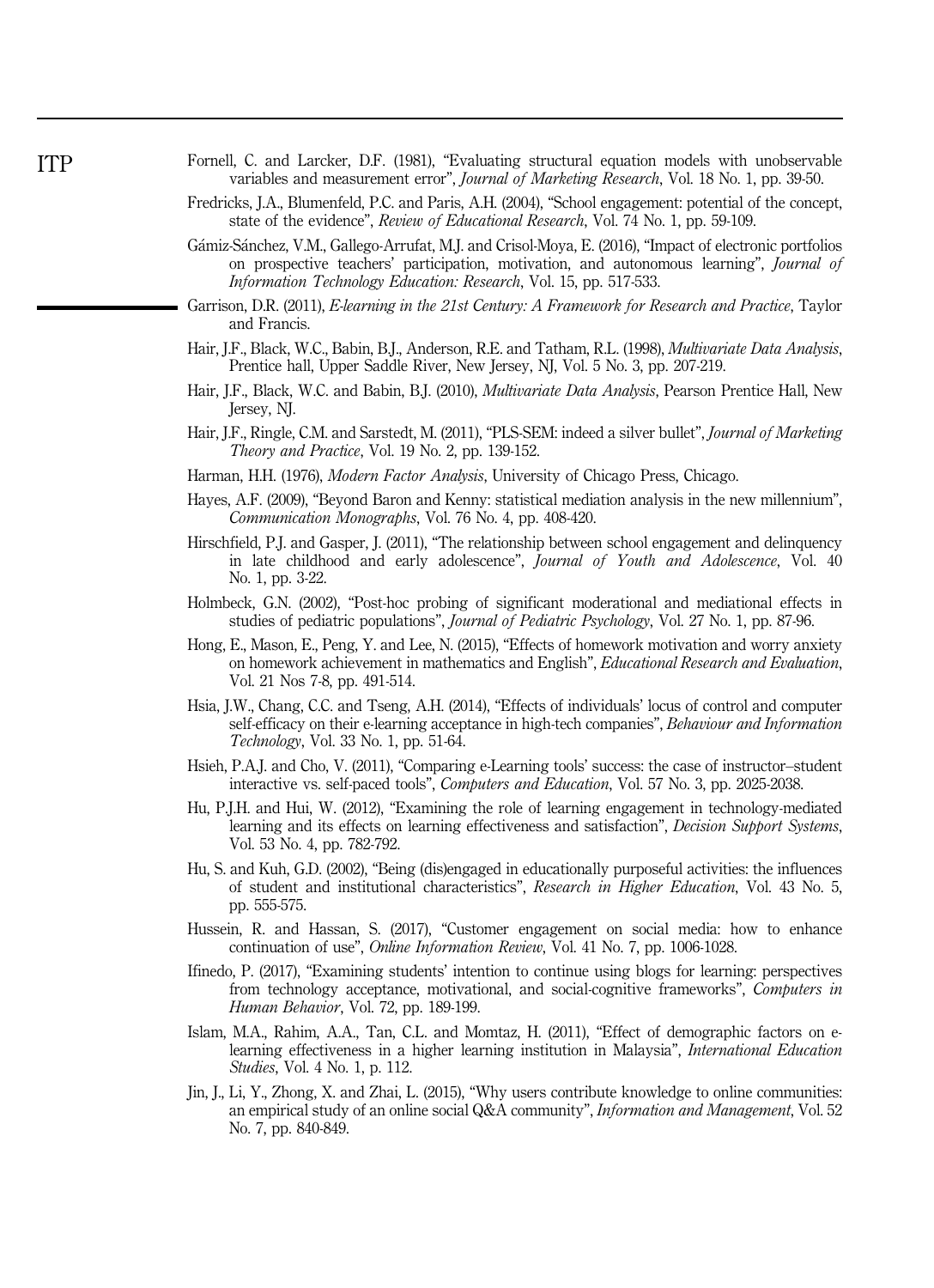Fornell, C. and Larcker, D.F. (1981), "Evaluating structural equation models with unobservable variables and measurement error", *Journal of Marketing Research*, Vol. 18 No. 1, pp. 39-50.

Fredricks, J.A., Blumenfeld, P.C. and Paris, A.H. (2004), "School engagement: potential of the concept, state of the evidence", *Review of Educational Research*, Vol. 74 No. 1, pp. 59-109.

Gámiz-Sánchez, V.M., Gallego-Arrufat, M.J. and Crisol-Moya, E. (2016), "Impact of electronic portfolios on prospective teachers' participation, motivation, and autonomous learning", *Journal of Information Technology Education: Research*, Vol. 15, pp. 517-533.

Garrison, D.R. (2011), *E-learning in the 21st Century: A Framework for Research and Practice*, Taylor and Francis.

Hair, J.F., Black, W.C., Babin, B.J., Anderson, R.E. and Tatham, R.L. (1998), *Multivariate Data Analysis*, Prentice hall, Upper Saddle River, New Jersey, NJ, Vol. 5 No. 3, pp. 207-219.

Hair, J.F., Black, W.C. and Babin, B.J. (2010), *Multivariate Data Analysis*, Pearson Prentice Hall, New Jersey, NJ.

Hair, J.F., Ringle, C.M. and Sarstedt, M. (2011), "PLS-SEM: indeed a silver bullet", *Journal of Marketing Theory and Practice*, Vol. 19 No. 2, pp. 139-152.

Harman, H.H. (1976), *Modern Factor Analysis*, University of Chicago Press, Chicago.

Hayes, A.F. (2009), "Beyond Baron and Kenny: statistical mediation analysis in the new millennium", *Communication Monographs*, Vol. 76 No. 4, pp. 408-420.

Hirschfield, P.J. and Gasper, J. (2011), "The relationship between school engagement and delinquency in late childhood and early adolescence", *Journal of Youth and Adolescence*, Vol. 40 No. 1, pp. 3-22.

Holmbeck, G.N. (2002), "Post-hoc probing of significant moderational and mediational effects in studies of pediatric populations", *Journal of Pediatric Psychology*, Vol. 27 No. 1, pp. 87-96.

Hong, E., Mason, E., Peng, Y. and Lee, N. (2015), "Effects of homework motivation and worry anxiety on homework achievement in mathematics and English", *Educational Research and Evaluation*, Vol. 21 Nos 7-8, pp. 491-514.

Hsia, J.W., Chang, C.C. and Tseng, A.H. (2014), "Effects of individuals' locus of control and computer self-efficacy on their e-learning acceptance in high-tech companies", *Behaviour and Information Technology*, Vol. 33 No. 1, pp. 51-64.

Hsieh, P.A.J. and Cho, V. (2011), "Comparing e-Learning tools' success: the case of instructor–student interactive vs. self-paced tools", *Computers and Education*, Vol. 57 No. 3, pp. 2025-2038.

Hu, P.J.H. and Hui, W. (2012), "Examining the role of learning engagement in technology-mediated learning and its effects on learning effectiveness and satisfaction", *Decision Support Systems*, Vol. 53 No. 4, pp. 782-792.

Hu, S. and Kuh, G.D. (2002), "Being (dis)engaged in educationally purposeful activities: the influences of student and institutional characteristics", *Research in Higher Education*, Vol. 43 No. 5, pp. 555-575.

Hussein, R. and Hassan, S. (2017), "Customer engagement on social media: how to enhance continuation of use", *Online Information Review*, Vol. 41 No. 7, pp. 1006-1028.

Ifinedo, P. (2017), "Examining students' intention to continue using blogs for learning: perspectives from technology acceptance, motivational, and social-cognitive frameworks", *Computers in Human Behavior*, Vol. 72, pp. 189-199.

Islam, M.A., Rahim, A.A., Tan, C.L. and Momtaz, H. (2011), "Effect of demographic factors on e-learning effectiveness in a higher learning institution in Malaysia", *International Education Studies*, Vol. 4 No. 1, p. 112.

Jin, J., Li, Y., Zhong, X. and Zhai, L. (2015), "Why users contribute knowledge to online communities: an empirical study of an online social Q&A community", *Information and Management*, Vol. 52 No. 7, pp. 840-849.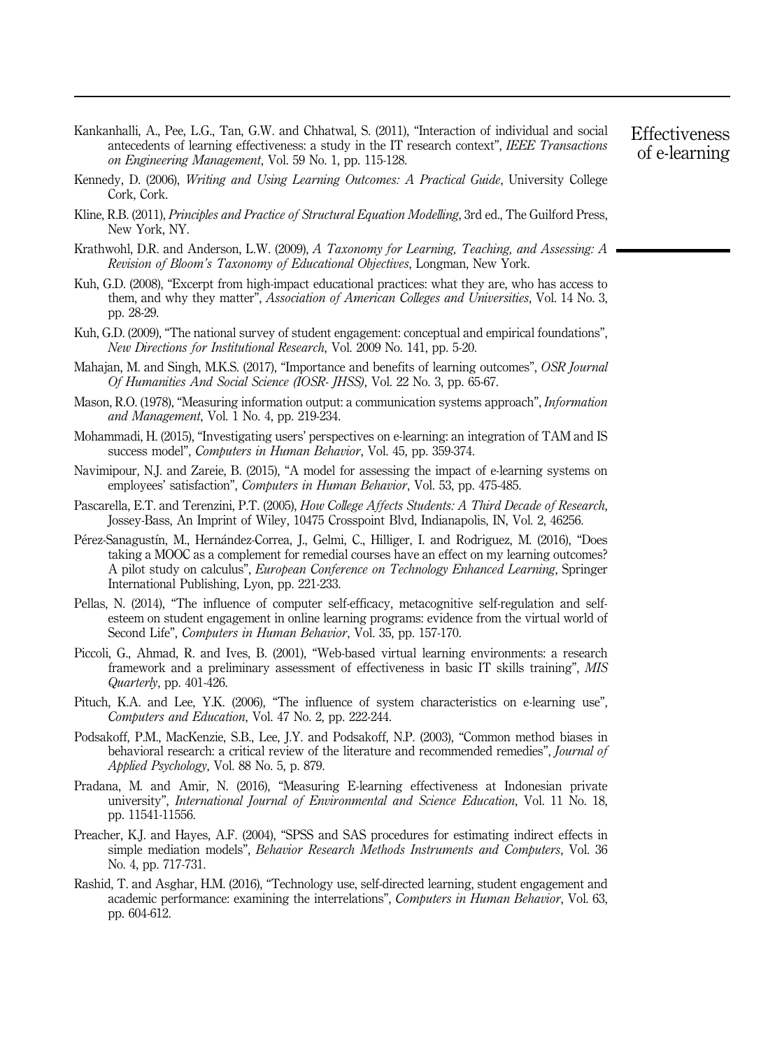Kankanhalli, A., Pee, L.G., Tan, G.W. and Chhatwal, S. (2011), "Interaction of individual and social antecedents of learning effectiveness: a study in the IT research context", *IEEE Transactions on Engineering Management*, Vol. 59 No. 1, pp. 115-128.

Kennedy, D. (2006), *Writing and Using Learning Outcomes: A Practical Guide*, University College Cork, Cork.

Kline, R.B. (2011), *Principles and Practice of Structural Equation Modelling*, 3rd ed., The Guilford Press, New York, NY.

Krathwohl, D.R. and Anderson, L.W. (2009), *A Taxonomy for Learning, Teaching, and Assessing: A Revision of Bloom's Taxonomy of Educational Objectives*, Longman, New York.

Kuh, G.D. (2008), "Excerpt from high-impact educational practices: what they are, who has access to them, and why they matter", *Association of American Colleges and Universities*, Vol. 14 No. 3, pp. 28-29.

Kuh, G.D. (2009), "The national survey of student engagement: conceptual and empirical foundations", *New Directions for Institutional Research*, Vol. 2009 No. 141, pp. 5-20.

Mahajan, M. and Singh, M.K.S. (2017), "Importance and benefits of learning outcomes", *OSR Journal Of Humanities And Social Science (IOSR- JHSS)*, Vol. 22 No. 3, pp. 65-67.

Mason, R.O. (1978), "Measuring information output: a communication systems approach", *Information and Management*, Vol. 1 No. 4, pp. 219-234.

Mohammadi, H. (2015), "Investigating users' perspectives on e-learning: an integration of TAM and IS success model", *Computers in Human Behavior*, Vol. 45, pp. 359-374.

Navimipour, N.J. and Zareie, B. (2015), "A model for assessing the impact of e-learning systems on employees' satisfaction", *Computers in Human Behavior*, Vol. 53, pp. 475-485.

Pascarella, E.T. and Terenzini, P.T. (2005), *How College Affects Students: A Third Decade of Research*, Jossey-Bass, An Imprint of Wiley, 10475 Crosspoint Blvd, Indianapolis, IN, Vol. 2, 46256.

Pérez-Sanagustín, M., Hernández-Correa, J., Gelmi, C., Hilliger, I. and Rodriguez, M. (2016), "Does taking a MOOC as a complement for remedial courses have an effect on my learning outcomes? A pilot study on calculus", *European Conference on Technology Enhanced Learning*, Springer International Publishing, Lyon, pp. 221-233.

Pellas, N. (2014), "The influence of computer self-efficacy, metacognitive self-regulation and self-esteem on student engagement in online learning programs: evidence from the virtual world of Second Life", *Computers in Human Behavior*, Vol. 35, pp. 157-170.

Piccoli, G., Ahmad, R. and Ives, B. (2001), "Web-based virtual learning environments: a research framework and a preliminary assessment of effectiveness in basic IT skills training", *MIS Quarterly*, pp. 401-426.

Pituch, K.A. and Lee, Y.K. (2006), "The influence of system characteristics on e-learning use", *Computers and Education*, Vol. 47 No. 2, pp. 222-244.

Podsakoff, P.M., MacKenzie, S.B., Lee, J.Y. and Podsakoff, N.P. (2003), "Common method biases in behavioral research: a critical review of the literature and recommended remedies", *Journal of Applied Psychology*, Vol. 88 No. 5, p. 879.

Pradana, M. and Amir, N. (2016), "Measuring E-learning effectiveness at Indonesian private university", *International Journal of Environmental and Science Education*, Vol. 11 No. 18, pp. 11541-11556.

Preacher, K.J. and Hayes, A.F. (2004), "SPSS and SAS procedures for estimating indirect effects in simple mediation models", *Behavior Research Methods Instruments and Computers*, Vol. 36 No. 4, pp. 717-731.

Rashid, T. and Asghar, H.M. (2016), "Technology use, self-directed learning, student engagement and academic performance: examining the interrelations", *Computers in Human Behavior*, Vol. 63, pp. 604-612.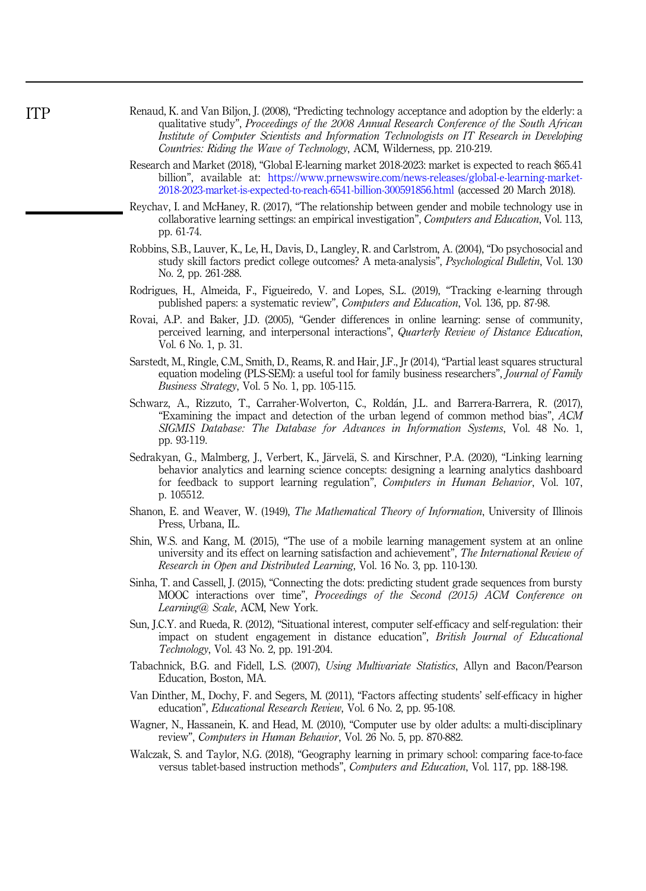Renaud, K. and Van Biljon, J. (2008), "Predicting technology acceptance and adoption by the elderly: a qualitative study", *Proceedings of the 2008 Annual Research Conference of the South African Institute of Computer Scientists and Information Technologists on IT Research in Developing Countries: Riding the Wave of Technology*, ACM, Wilderness, pp. 210-219.

Research and Market (2018), "Global E-learning market 2018-2023: market is expected to reach $65.41 billion", available at: https://www.prnewswire.com/news-releases/global-e-learning-market-2018-2023-market-is-expected-to-reach-6541-billion-300591856.html (accessed 20 March 2018).

Reychav, I. and McHaney, R. (2017), "The relationship between gender and mobile technology use in collaborative learning settings: an empirical investigation", *Computers and Education*, Vol. 113, pp. 61-74.

Robbins, S.B., Lauver, K., Le, H., Davis, D., Langley, R. and Carlstrom, A. (2004), "Do psychosocial and study skill factors predict college outcomes? A meta-analysis", *Psychological Bulletin*, Vol. 130 No. 2, pp. 261-288.

Rodrigues, H., Almeida, F., Figueiredo, V. and Lopes, S.L. (2019), "Tracking e-learning through published papers: a systematic review", *Computers and Education*, Vol. 136, pp. 87-98.

Rovai, A.P. and Baker, J.D. (2005), "Gender differences in online learning: sense of community, perceived learning, and interpersonal interactions", *Quarterly Review of Distance Education*, Vol. 6 No. 1, p. 31.

Sarstedt, M., Ringle, C.M., Smith, D., Reams, R. and Hair, J.F., Jr (2014), "Partial least squares structural equation modeling (PLS-SEM): a useful tool for family business researchers", *Journal of Family Business Strategy*, Vol. 5 No. 1, pp. 105-115.

Schwarz, A., Rizzuto, T., Carraher-Wolverton, C., Roldán, J.L. and Barrera-Barrera, R. (2017), "Examining the impact and detection of the urban legend of common method bias", *ACM SIGMIS Database: The Database for Advances in Information Systems*, Vol. 48 No. 1, pp. 93-119.

Sedrakyan, G., Malmberg, J., Verbert, K., Järvelä, S. and Kirschner, P.A. (2020), "Linking learning behavior analytics and learning science concepts: designing a learning analytics dashboard for feedback to support learning regulation", *Computers in Human Behavior*, Vol. 107, p. 105512.

Shanon, E. and Weaver, W. (1949), *The Mathematical Theory of Information*, University of Illinois Press, Urbana, IL.

Shin, W.S. and Kang, M. (2015), "The use of a mobile learning management system at an online university and its effect on learning satisfaction and achievement", *The International Review of Research in Open and Distributed Learning*, Vol. 16 No. 3, pp. 110-130.

Sinha, T. and Cassell, J. (2015), "Connecting the dots: predicting student grade sequences from bursty MOOC interactions over time", *Proceedings of the Second (2015) ACM Conference on Learning@ Scale*, ACM, New York.

Sun, J.C.Y. and Rueda, R. (2012), "Situational interest, computer self-efficacy and self-regulation: their impact on student engagement in distance education", *British Journal of Educational Technology*, Vol. 43 No. 2, pp. 191-204.

Tabachnick, B.G. and Fidell, L.S. (2007), *Using Multivariate Statistics*, Allyn and Bacon/Pearson Education, Boston, MA.

Van Dinther, M., Dochy, F. and Segers, M. (2011), "Factors affecting students' self-efficacy in higher education", *Educational Research Review*, Vol. 6 No. 2, pp. 95-108.

Wagner, N., Hassanein, K. and Head, M. (2010), "Computer use by older adults: a multi-disciplinary review", *Computers in Human Behavior*, Vol. 26 No. 5, pp. 870-882.

Walczak, S. and Taylor, N.G. (2018), "Geography learning in primary school: comparing face-to-face versus tablet-based instruction methods", *Computers and Education*, Vol. 117, pp. 188-198.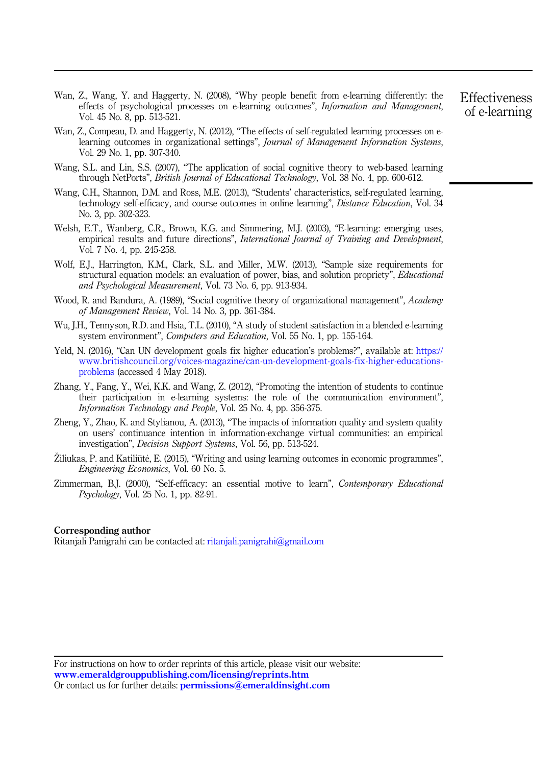Wan, Z., Wang, Y. and Haggerty, N. (2008), "Why people benefit from e-learning differently: the effects of psychological processes on e-learning outcomes", *Information and Management*, Vol. 45 No. 8, pp. 513-521.

Wan, Z., Compeau, D. and Haggerty, N. (2012), "The effects of self-regulated learning processes on e-learning outcomes in organizational settings", *Journal of Management Information Systems*, Vol. 29 No. 1, pp. 307-340.

Wang, S.L. and Lin, S.S. (2007), "The application of social cognitive theory to web-based learning through NetPorts", *British Journal of Educational Technology*, Vol. 38 No. 4, pp. 600-612.

Wang, C.H., Shannon, D.M. and Ross, M.E. (2013), "Students' characteristics, self-regulated learning, technology self-efficacy, and course outcomes in online learning", *Distance Education*, Vol. 34 No. 3, pp. 302-323.

Welsh, E.T., Wanberg, C.R., Brown, K.G. and Simmering, M.J. (2003), "E-learning: emerging uses, empirical results and future directions", *International Journal of Training and Development*, Vol. 7 No. 4, pp. 245-258.

Wolf, E.J., Harrington, K.M., Clark, S.L. and Miller, M.W. (2013), "Sample size requirements for structural equation models: an evaluation of power, bias, and solution propriety", *Educational and Psychological Measurement*, Vol. 73 No. 6, pp. 913-934.

Wood, R. and Bandura, A. (1989), "Social cognitive theory of organizational management", *Academy of Management Review*, Vol. 14 No. 3, pp. 361-384.

Wu, J.H., Tennyson, R.D. and Hsia, T.L. (2010), "A study of student satisfaction in a blended e-learning system environment", *Computers and Education*, Vol. 55 No. 1, pp. 155-164.

Yeld, N. (2016), "Can UN development goals fix higher education's problems?", available at: https://www.britishcouncil.org/voices-magazine/can-un-development-goals-fix-higher-educations-problems (accessed 4 May 2018).

Zhang, Y., Fang, Y., Wei, K.K. and Wang, Z. (2012), "Promoting the intention of students to continue their participation in e-learning systems: the role of the communication environment", *Information Technology and People*, Vol. 25 No. 4, pp. 356-375.

Zheng, Y., Zhao, K. and Stylianou, A. (2013), "The impacts of information quality and system quality on users' continuance intention in information-exchange virtual communities: an empirical investigation", *Decision Support Systems*, Vol. 56, pp. 513-524.

Žiliukas, P. and Katiliūtė, E. (2015), "Writing and using learning outcomes in economic programmes", *Engineering Economics*, Vol. 60 No. 5.

Zimmerman, B.J. (2000), "Self-efficacy: an essential motive to learn", *Contemporary Educational Psychology*, Vol. 25 No. 1, pp. 82-91.

**Corresponding author**
Ritanjali Panigrahi can be contacted at: ritanjali.panigrahi@gmail.com

For instructions on how to order reprints of this article, please visit our website:
**www.emeraldgrouppublishing.com/licensing/reprints.htm**
Or contact us for further details: **permissions@emeraldinsight.com**